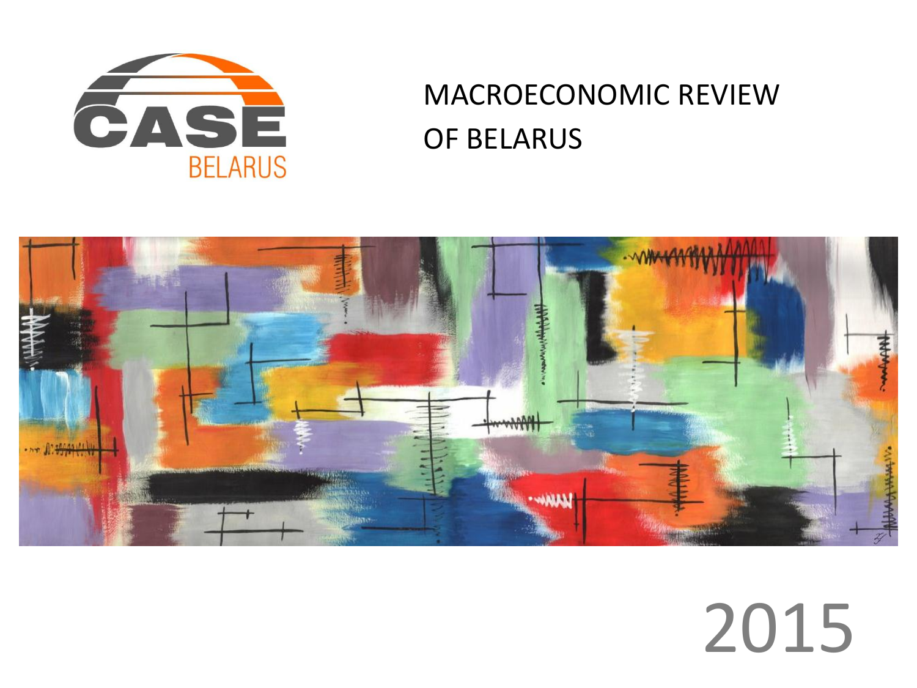CASE

BELARUS

# MACROECONOMIC REVIEW OF BELARUS

2015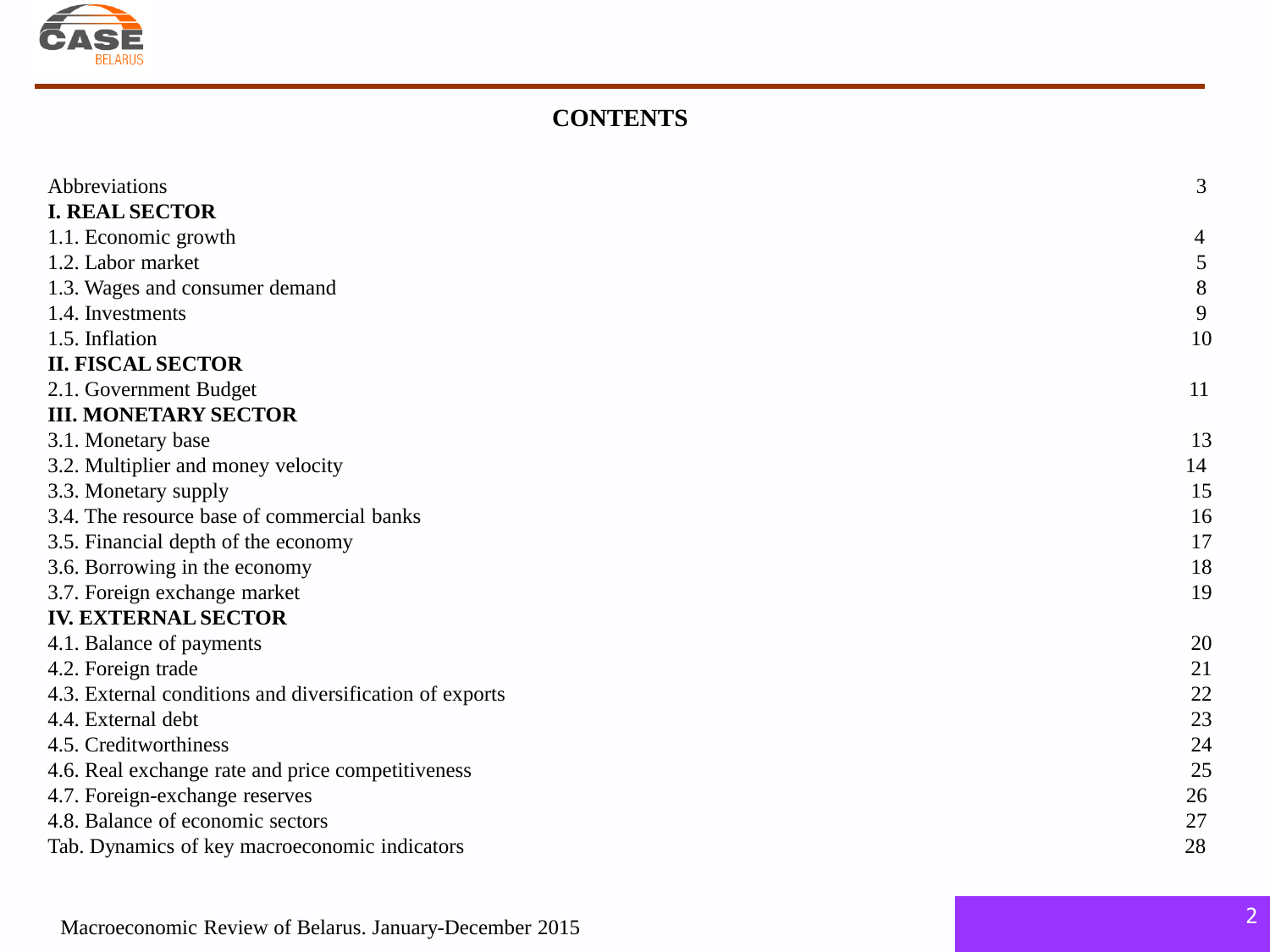# CONTENTS

| | |
|---|---|
| Abbreviations | 3 |
| **I. REAL SECTOR** | |
| 1.1. Economic growth | 4 |
| 1.2. Labor market | 5 |
| 1.3. Wages and consumer demand | 8 |
| 1.4. Investments | 9 |
| 1.5. Inflation | 10 |
| **II. FISCAL SECTOR** | |
| 2.1. Government Budget | 11 |
| **III. MONETARY SECTOR** | |
| 3.1. Monetary base | 13 |
| 3.2. Multiplier and money velocity | 14 |
| 3.3. Monetary supply | 15 |
| 3.4. The resource base of commercial banks | 16 |
| 3.5. Financial depth of the economy | 17 |
| 3.6. Borrowing in the economy | 18 |
| 3.7. Foreign exchange market | 19 |
| **IV. EXTERNAL SECTOR** | |
| 4.1. Balance of payments | 20 |
| 4.2. Foreign trade | 21 |
| 4.3. External conditions and diversification of exports | 22 |
| 4.4. External debt | 23 |
| 4.5. Creditworthiness | 24 |
| 4.6. Real exchange rate and price competitiveness | 25 |
| 4.7. Foreign-exchange reserves | 26 |
| 4.8. Balance of economic sectors | 27 |
| Tab. Dynamics of key macroeconomic indicators | 28 |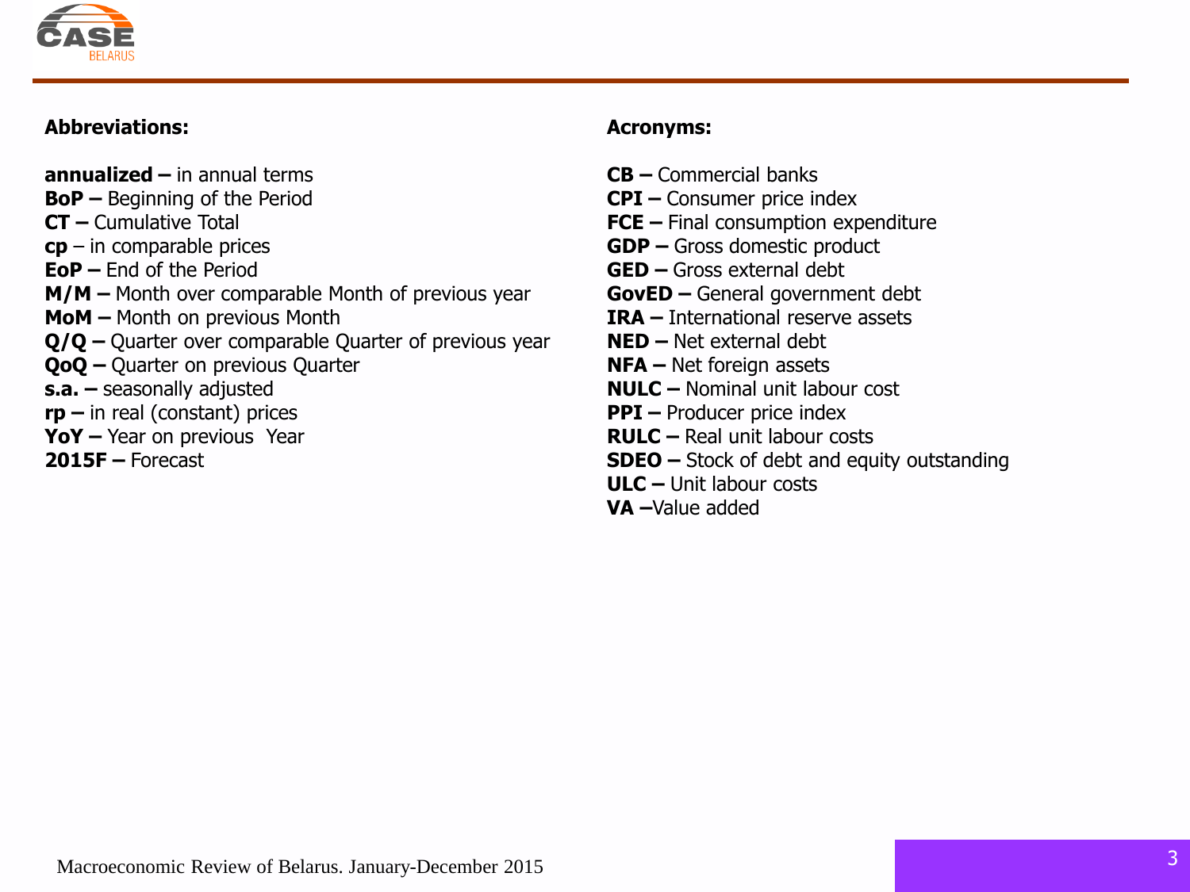## Abbreviations:

**annualized –** in annual terms
**BoP –** Beginning of the Period
**CT –** Cumulative Total
**cp** – in comparable prices
**EoP –** End of the Period
**M/M –** Month over comparable Month of previous year
**MoM –** Month on previous Month
**Q/Q –** Quarter over comparable Quarter of previous year
**QoQ –** Quarter on previous Quarter
**s.a. –** seasonally adjusted
**rp –** in real (constant) prices
**YoY –** Year on previous Year
**2015F –** Forecast

## Acronyms:

**CB –** Commercial banks
**CPI –** Consumer price index
**FCE –** Final consumption expenditure
**GDP –** Gross domestic product
**GED –** Gross external debt
**GovED –** General government debt
**IRA –** International reserve assets
**NED –** Net external debt
**NFA –** Net foreign assets
**NULC –** Nominal unit labour cost
**PPI –** Producer price index
**RULC –** Real unit labour costs
**SDEO –** Stock of debt and equity outstanding
**ULC –** Unit labour costs
**VA –**Value added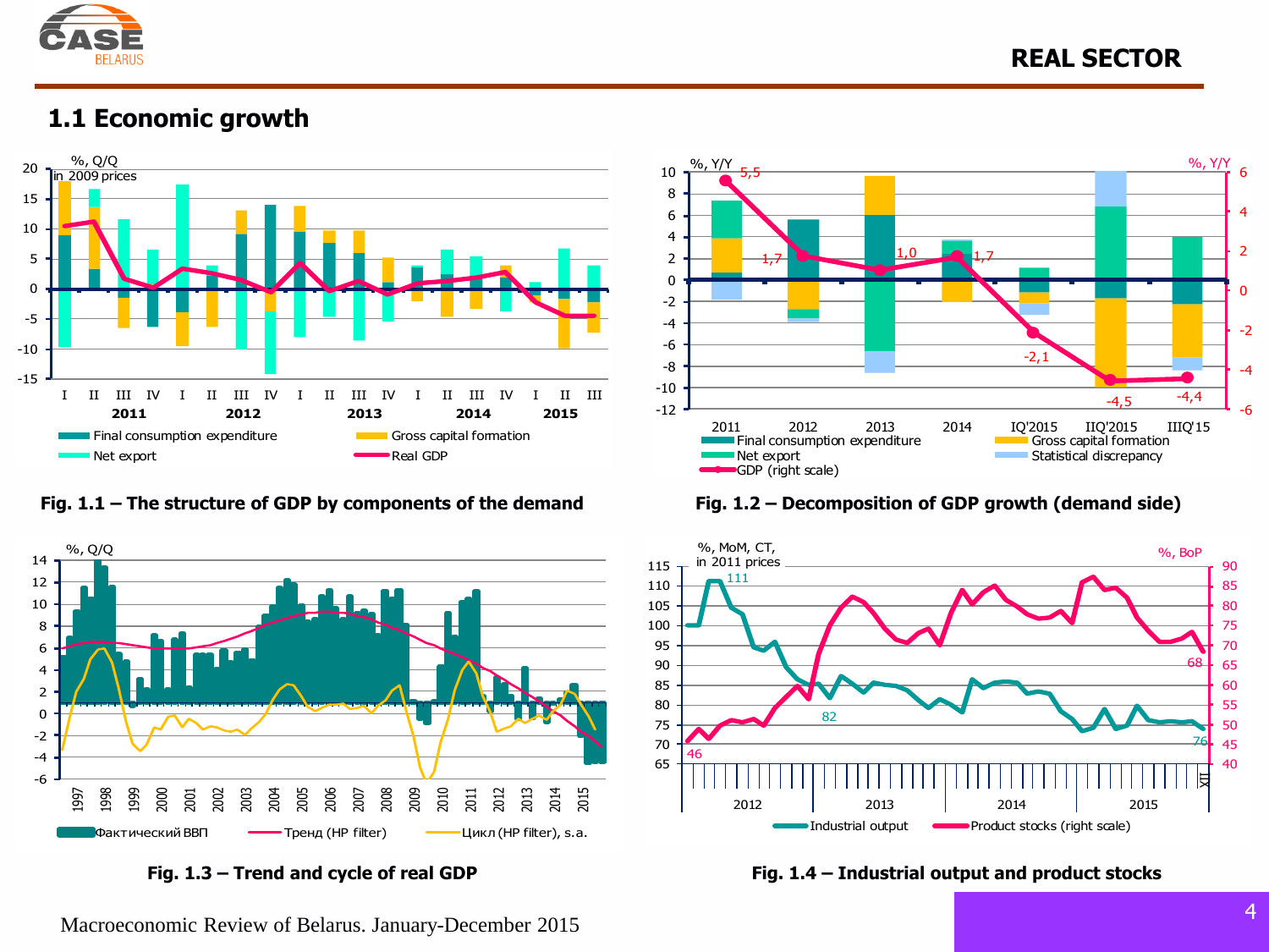## 1.1 Economic growth

Fig. 1.1 – The structure of GDP by components of the demand

Fig. 1.2 – Decomposition of GDP growth (demand side)

Fig. 1.3 – Trend and cycle of real GDP

Fig. 1.4 – Industrial output and product stocks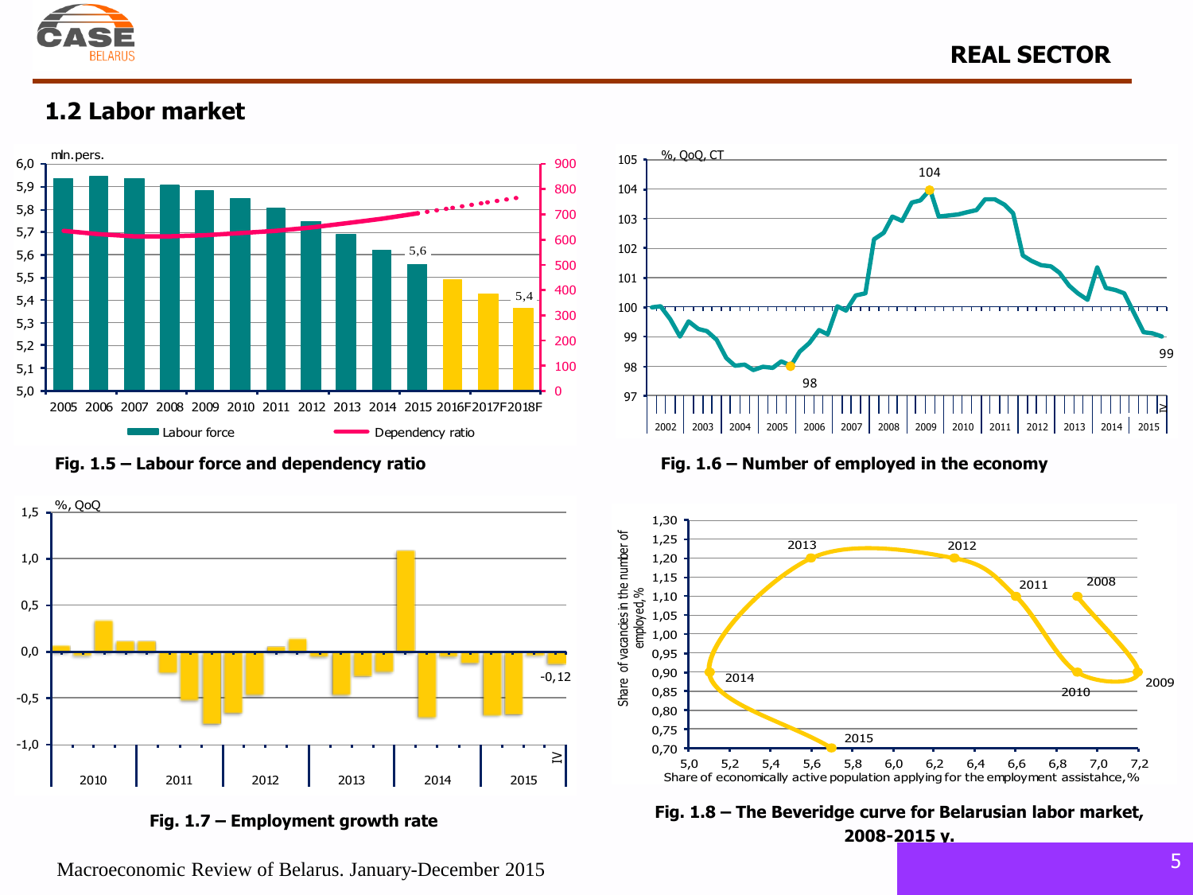## 1.2 Labor market

**Fig. 1.5 – Labour force and dependency ratio**

**Fig. 1.6 – Number of employed in the economy**

**Fig. 1.7 – Employment growth rate**

**Fig. 1.8 – The Beveridge curve for Belarusian labor market, 2008-2015 y.**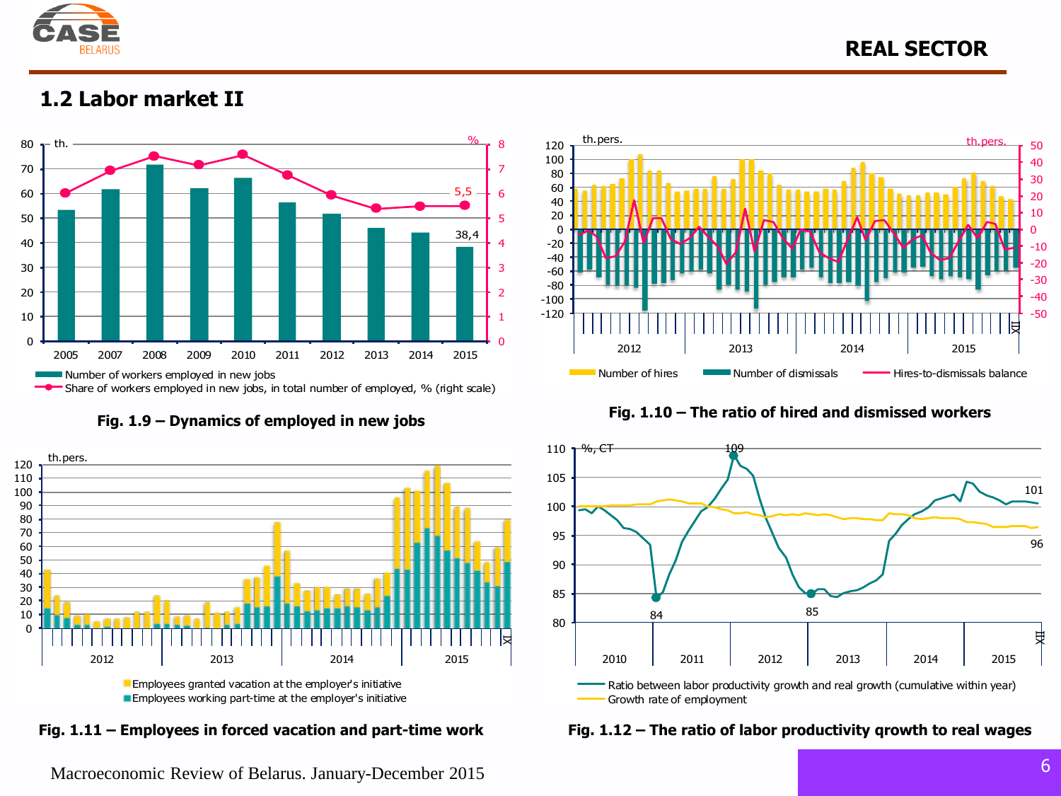## 1.2 Labor market II

Fig. 1.9 – Dynamics of employed in new jobs

Fig. 1.10 – The ratio of hired and dismissed workers

Fig. 1.11 – Employees in forced vacation and part-time work

Fig. 1.12 – The ratio of labor productivity qrowth to real wages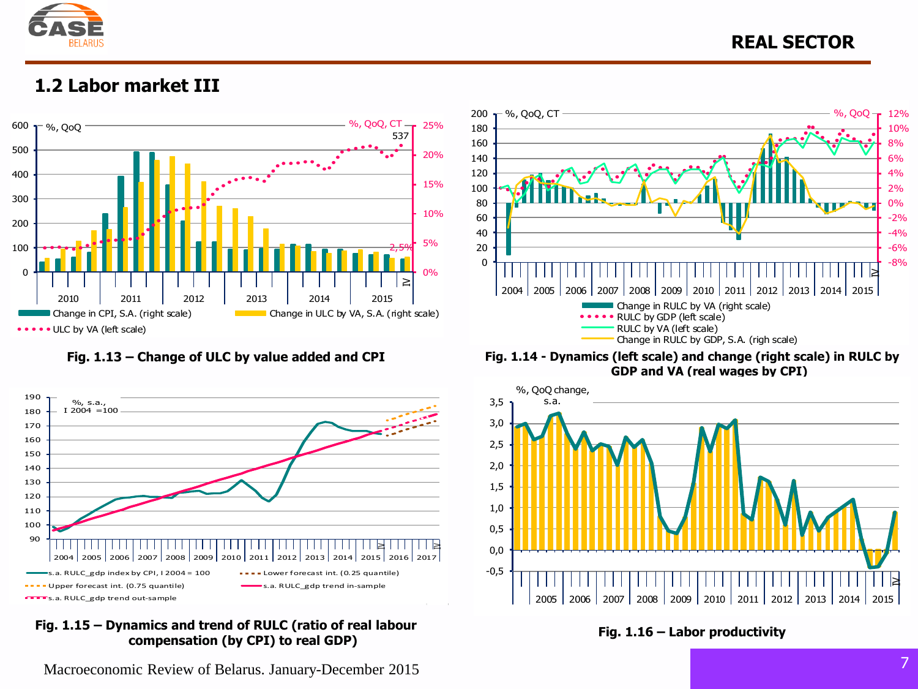## 1.2 Labor market III

Fig. 1.13 – Change of ULC by value added and CPI

Fig. 1.14 - Dynamics (left scale) and change (right scale) in RULC by GDP and VA (real wages by CPI)

Fig. 1.15 – Dynamics and trend of RULC (ratio of real labour compensation (by CPI) to real GDP)

Fig. 1.16 – Labor productivity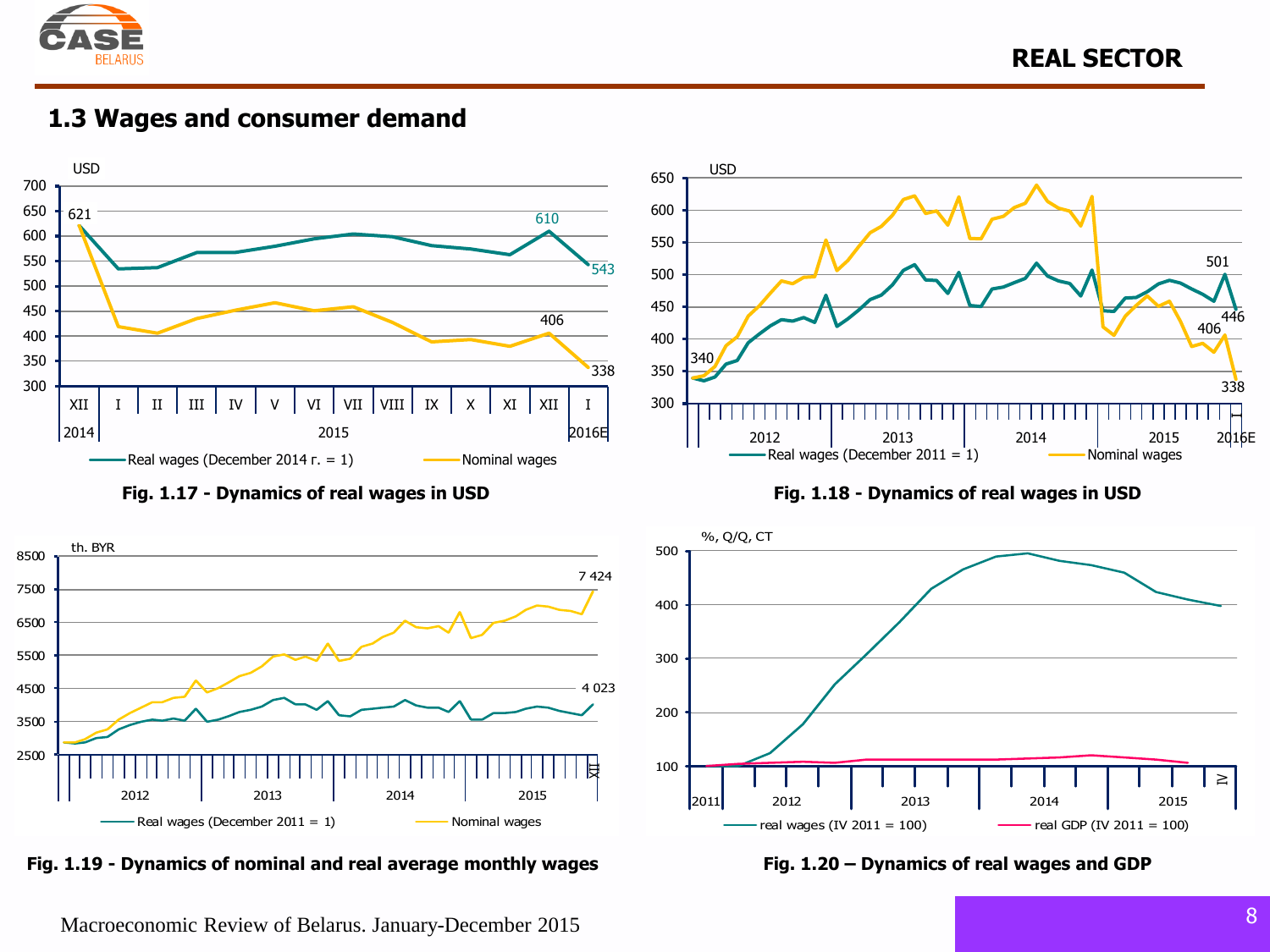## 1.3 Wages and consumer demand

**Fig. 1.17 - Dynamics of real wages in USD**

**Fig. 1.18 - Dynamics of real wages in USD**

**Fig. 1.19 - Dynamics of nominal and real average monthly wages**

**Fig. 1.20 – Dynamics of real wages and GDP**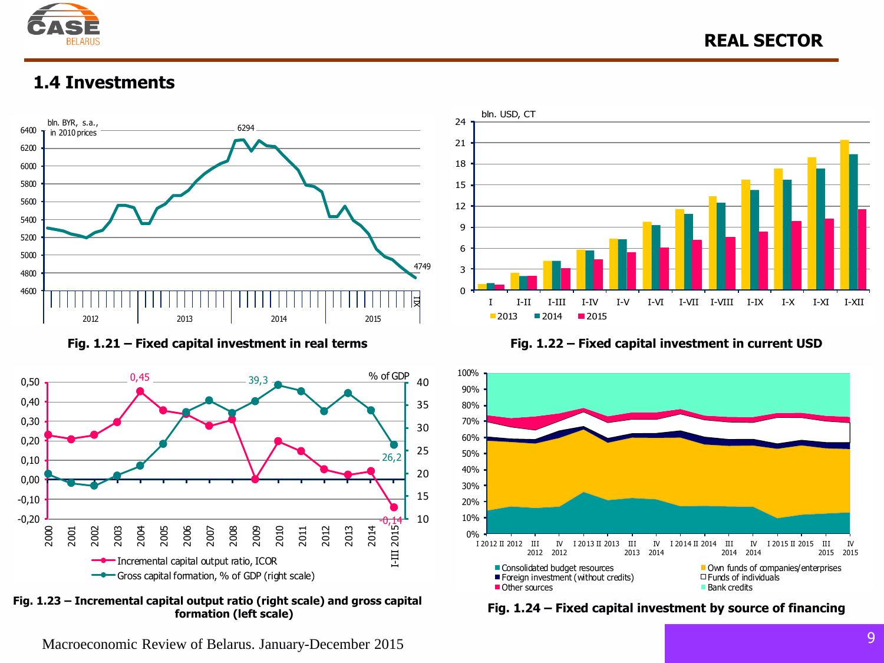## 1.4 Investments

Fig. 1.21 – Fixed capital investment in real terms

Fig. 1.22 – Fixed capital investment in current USD

Fig. 1.23 – Incremental capital output ratio (right scale) and gross capital formation (left scale)

Fig. 1.24 – Fixed capital investment by source of financing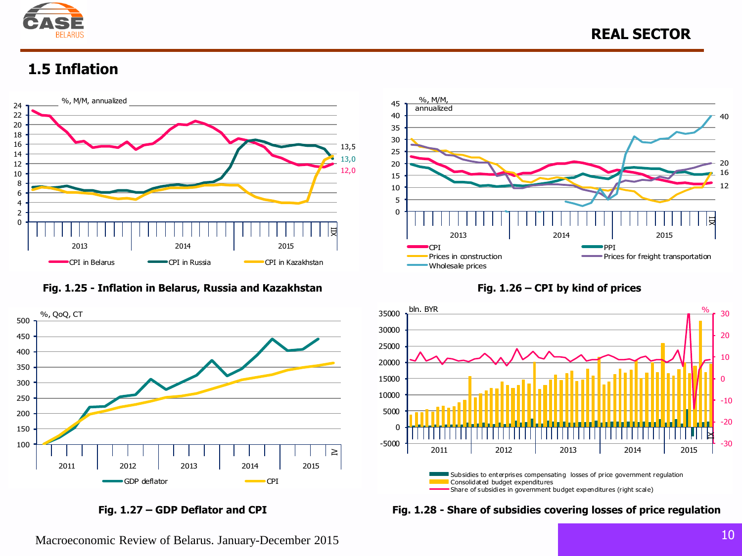## 1.5 Inflation

**Fig. 1.25 - Inflation in Belarus, Russia and Kazakhstan**

**Fig. 1.26 – CPI by kind of prices**

**Fig. 1.27 – GDP Deflator and CPI**

**Fig. 1.28 - Share of subsidies covering losses of price regulation**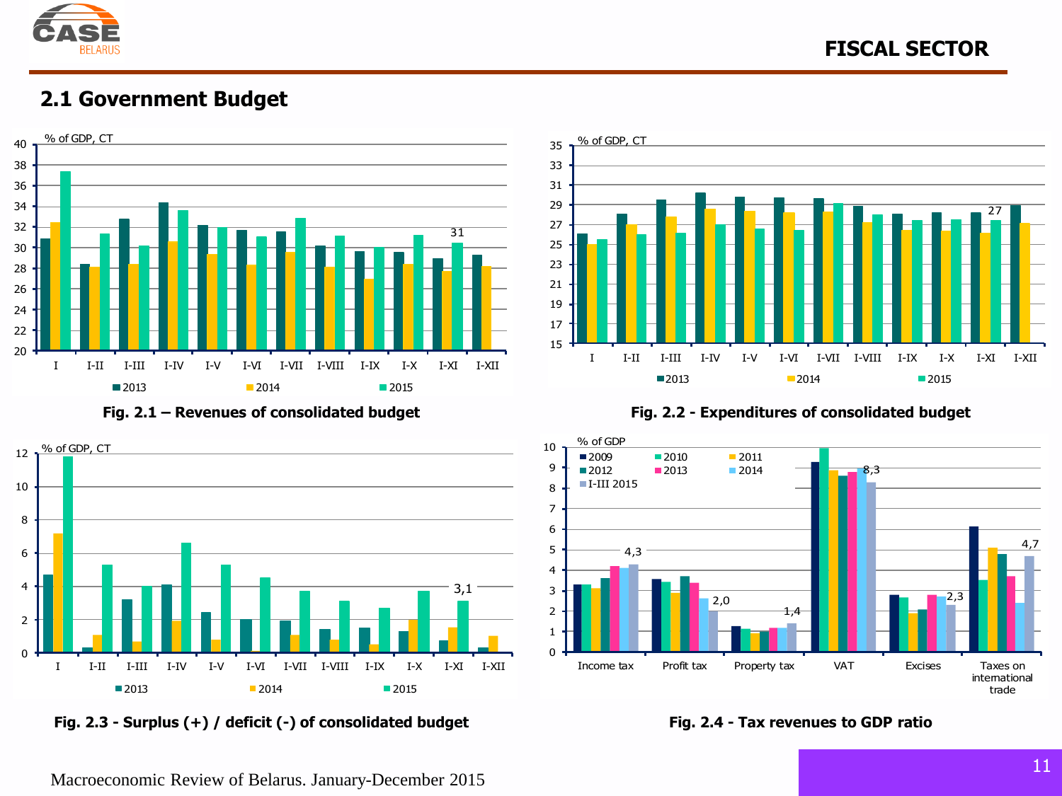## 2.1 Government Budget

Fig. 2.1 – Revenues of consolidated budget

Fig. 2.2 - Expenditures of consolidated budget

Fig. 2.3 - Surplus (+) / deficit (-) of consolidated budget

Fig. 2.4 - Tax revenues to GDP ratio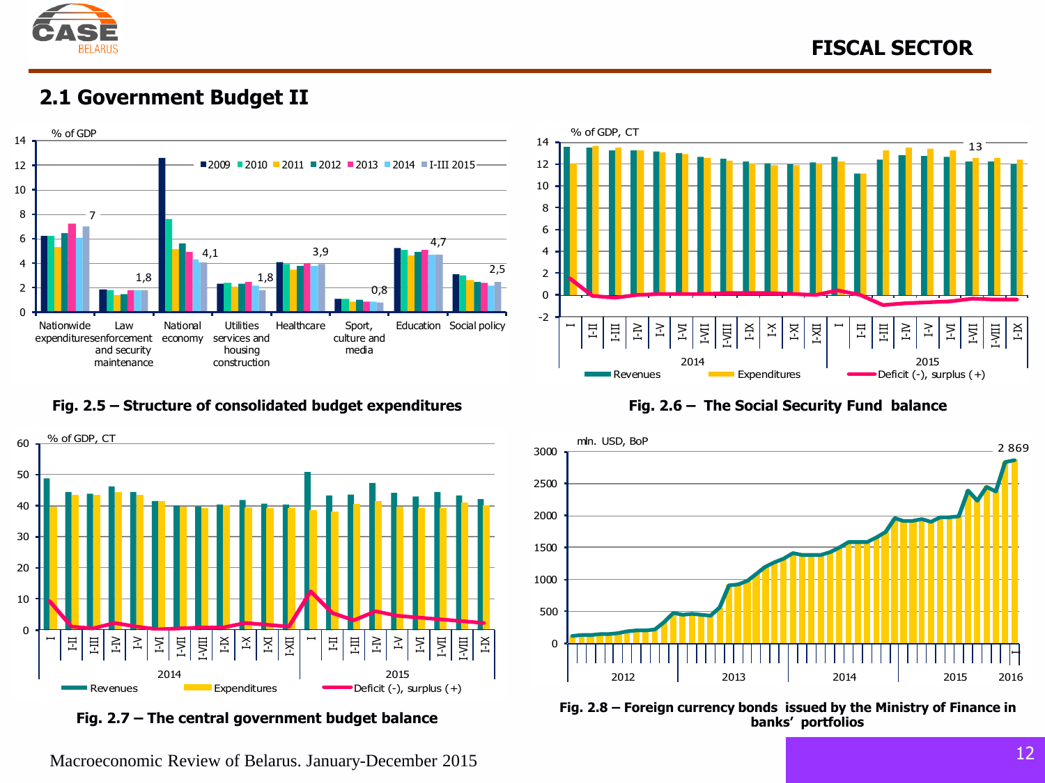## 2.1 Government Budget II

Fig. 2.5 – Structure of consolidated budget expenditures

Fig. 2.6 – The Social Security Fund balance

Fig. 2.7 – The central government budget balance

Fig. 2.8 – Foreign currency bonds issued by the Ministry of Finance in banks' portfolios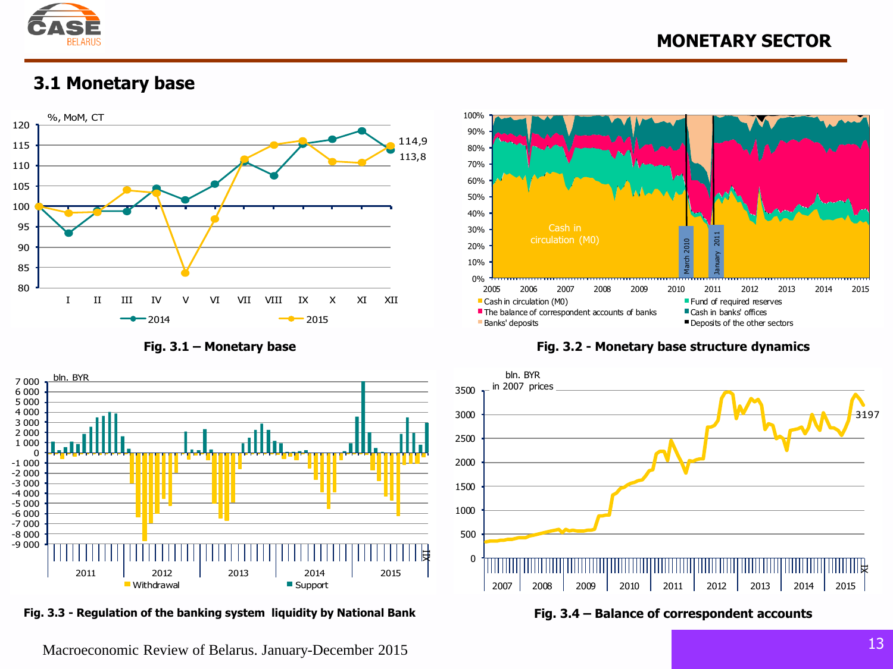## 3.1 Monetary base

Fig. 3.1 – Monetary base

Fig. 3.2 - Monetary base structure dynamics

Fig. 3.3 - Regulation of the banking system liquidity by National Bank

Fig. 3.4 – Balance of correspondent accounts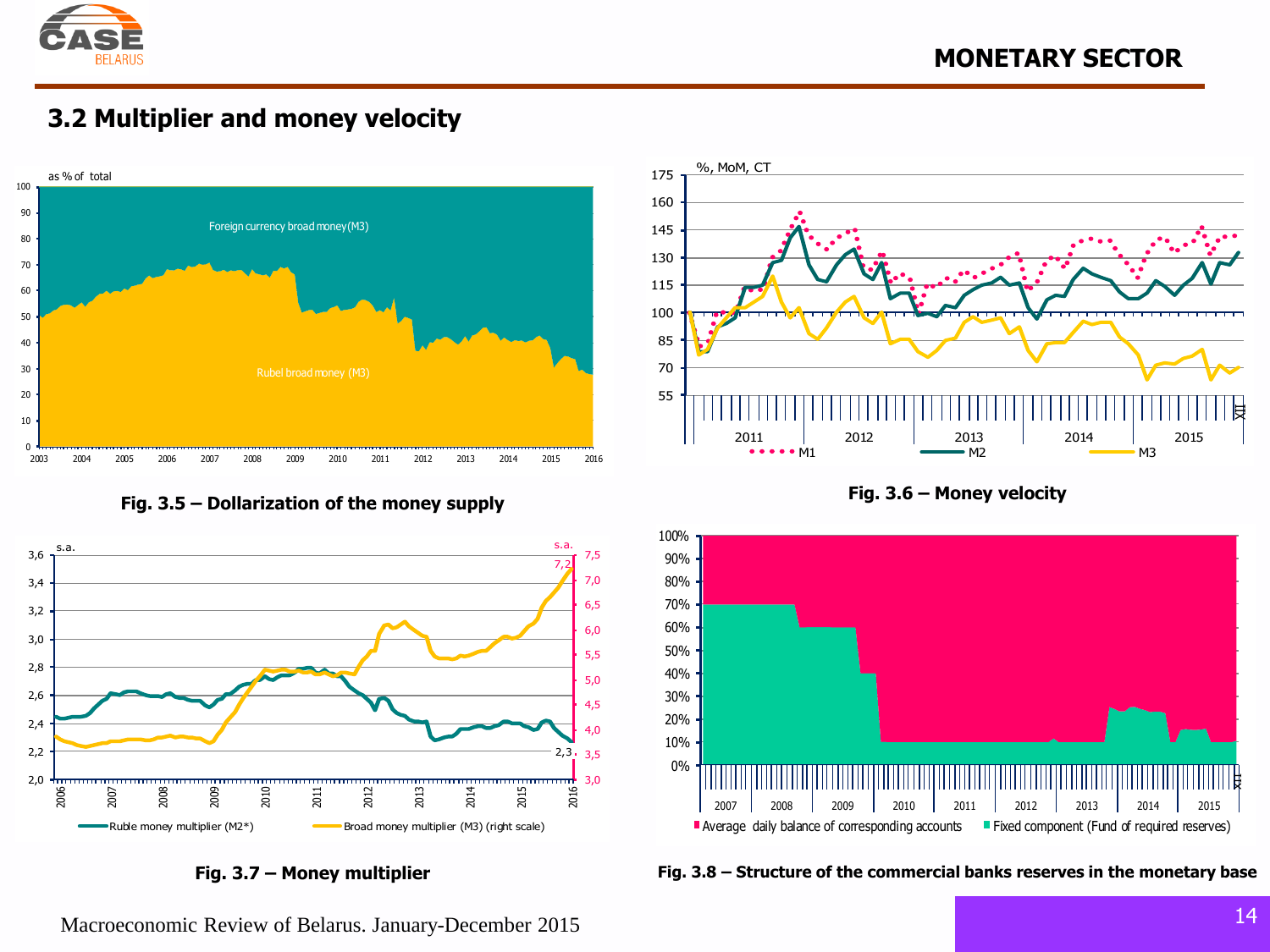## 3.2 Multiplier and money velocity

**Fig. 3.5 – Dollarization of the money supply**

**Fig. 3.6 – Money velocity**

**Fig. 3.7 – Money multiplier**

**Fig. 3.8 – Structure of the commercial banks reserves in the monetary base**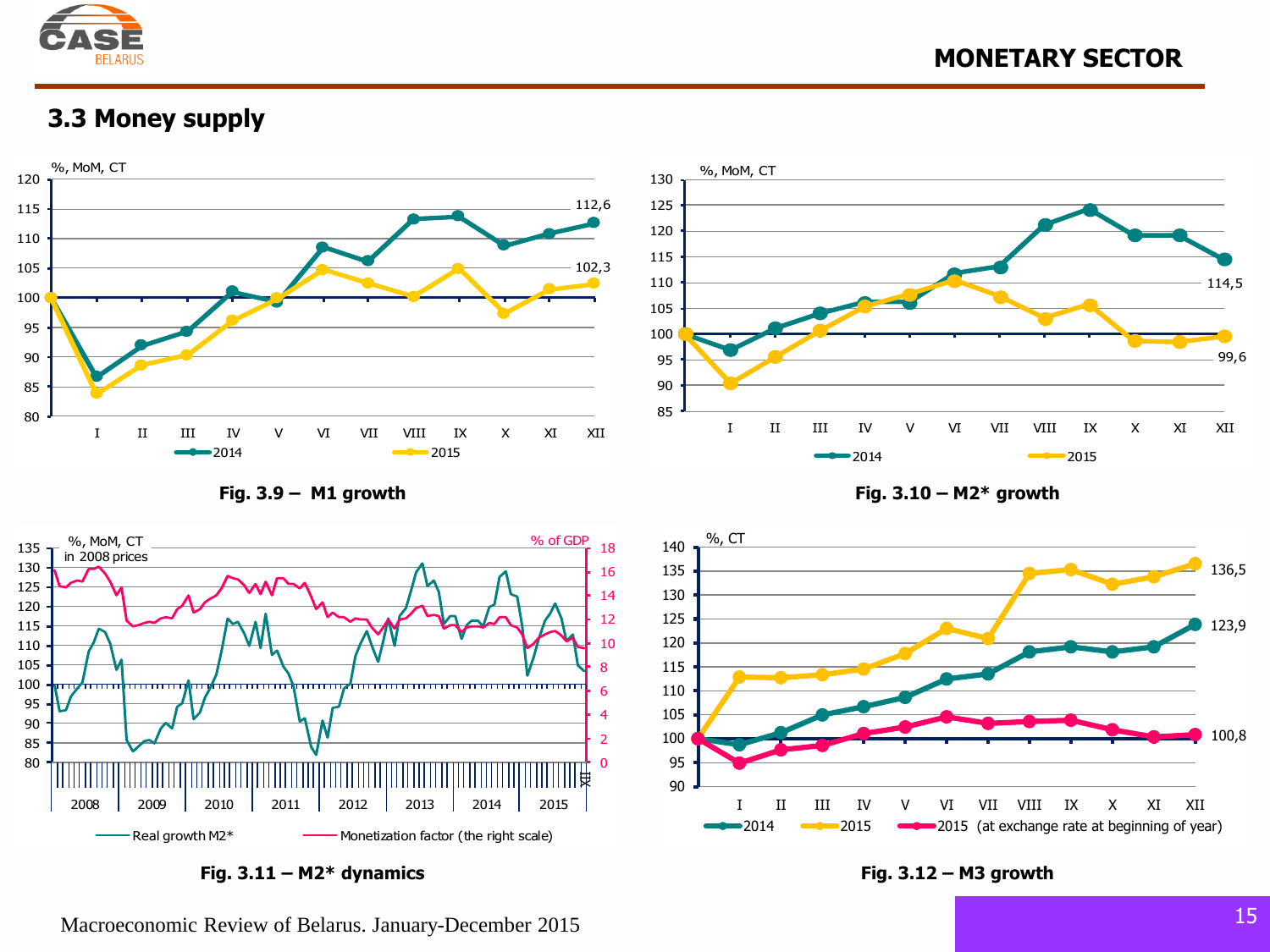## 3.3 Money supply

Fig. 3.9 – M1 growth

Fig. 3.10 – M2* growth

Fig. 3.11 – M2* dynamics

Fig. 3.12 – M3 growth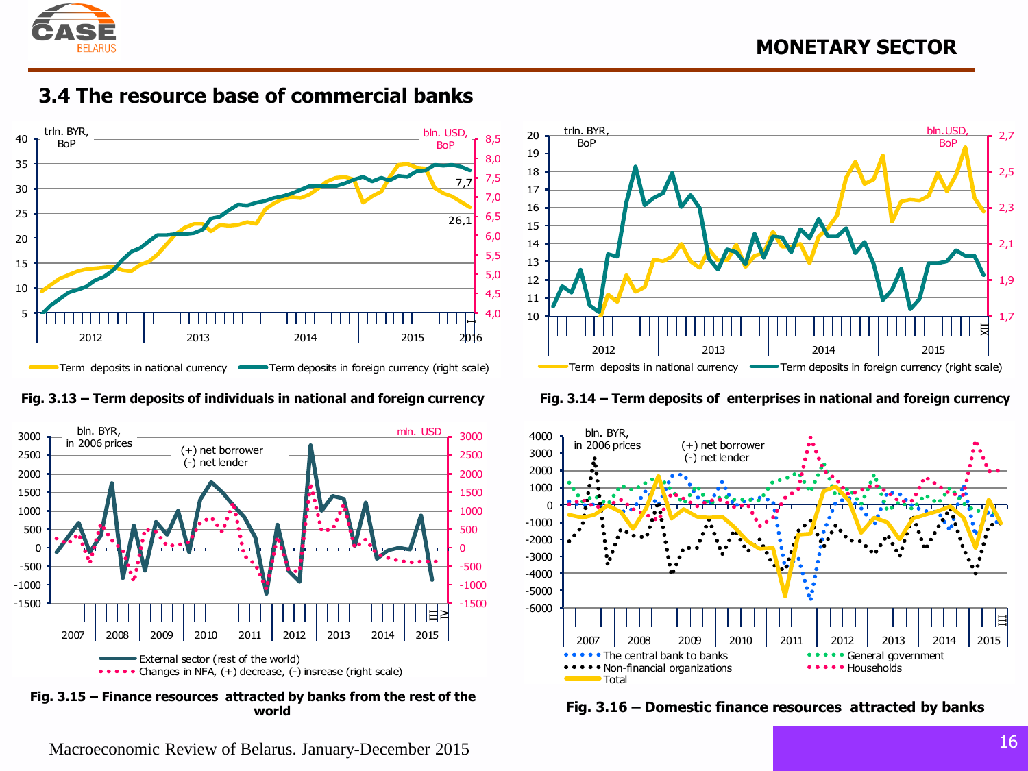## 3.4 The resource base of commercial banks

**Fig. 3.13 – Term deposits of individuals in national and foreign currency**

**Fig. 3.14 – Term deposits of enterprises in national and foreign currency**

**Fig. 3.15 – Finance resources attracted by banks from the rest of the world**

**Fig. 3.16 – Domestic finance resources attracted by banks**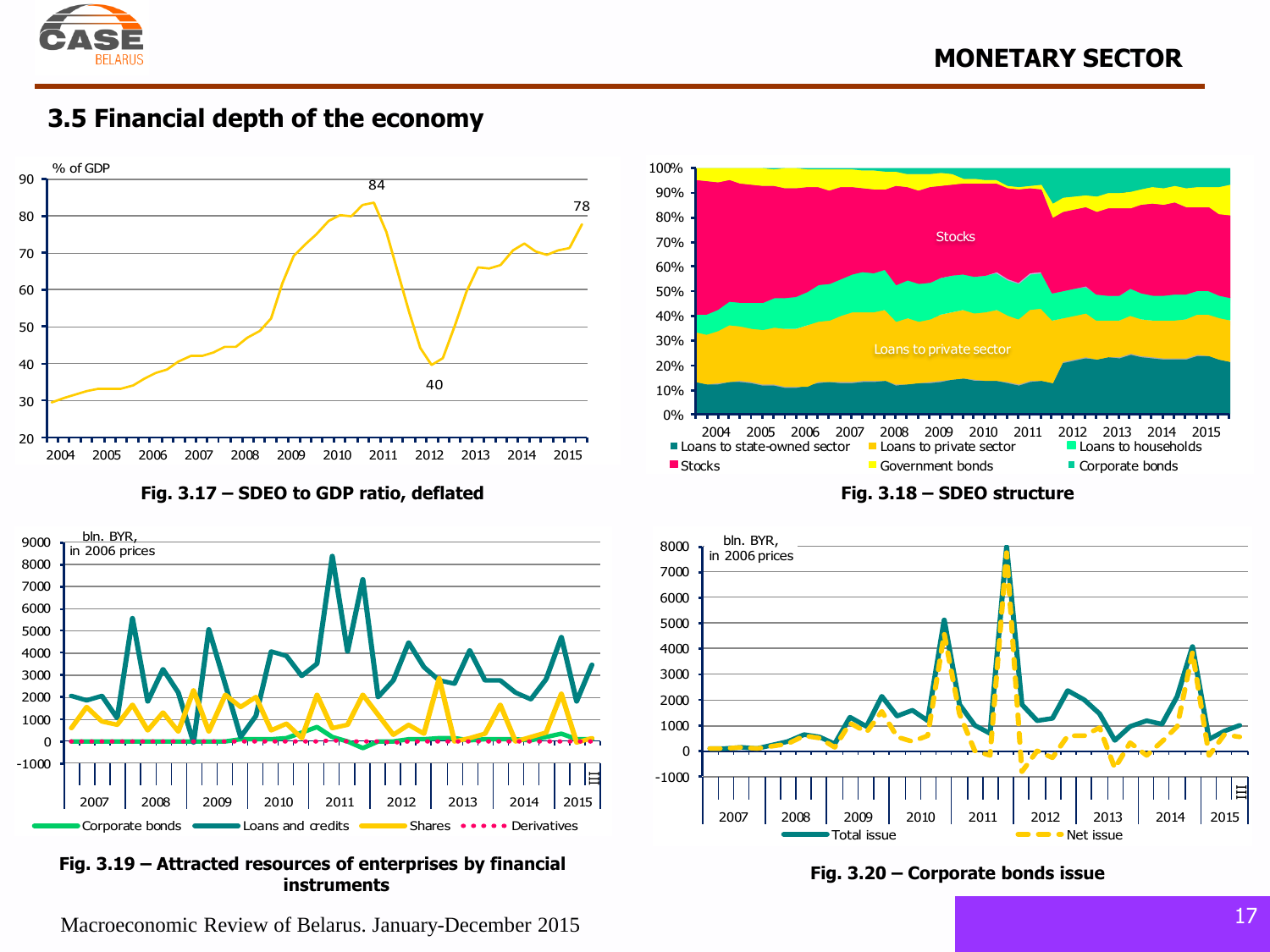## 3.5 Financial depth of the economy

**Fig. 3.17 – SDEO to GDP ratio, deflated**

**Fig. 3.18 – SDEO structure**

**Fig. 3.19 – Attracted resources of enterprises by financial instruments**

**Fig. 3.20 – Corporate bonds issue**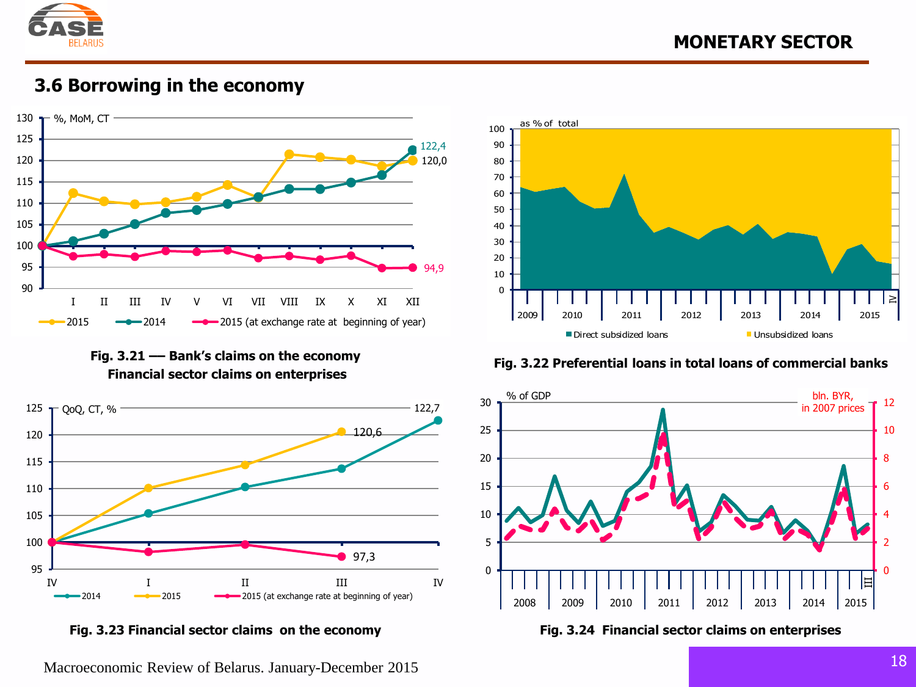## 3.6 Borrowing in the economy

**Fig. 3.21 –– Bank's claims on the economy Financial sector claims on enterprises**

**Fig. 3.22 Preferential loans in total loans of commercial banks**

**Fig. 3.23 Financial sector claims on the economy**

**Fig. 3.24 Financial sector claims on enterprises**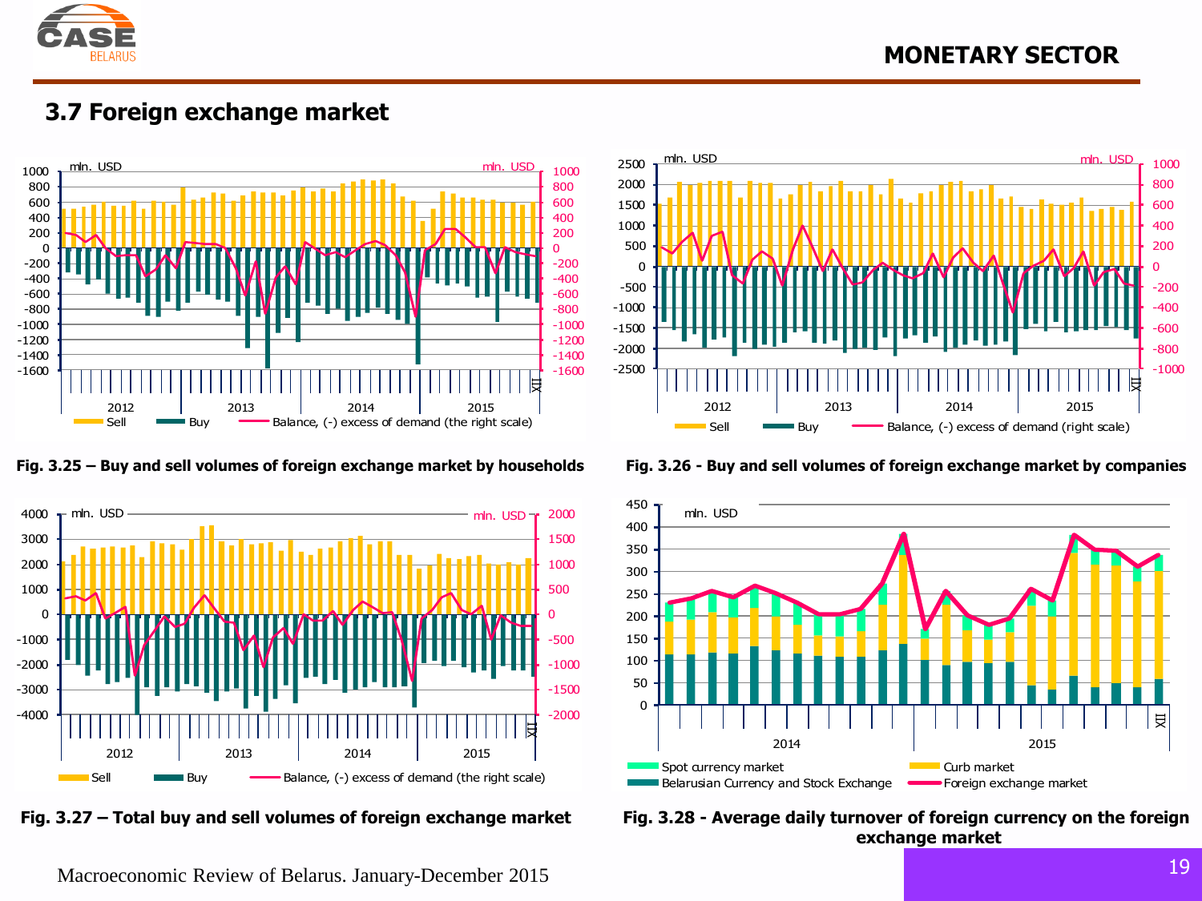## 3.7 Foreign exchange market

Fig. 3.25 – Buy and sell volumes of foreign exchange market by households

Fig. 3.26 - Buy and sell volumes of foreign exchange market by companies

Fig. 3.27 – Total buy and sell volumes of foreign exchange market

Fig. 3.28 - Average daily turnover of foreign currency on the foreign exchange market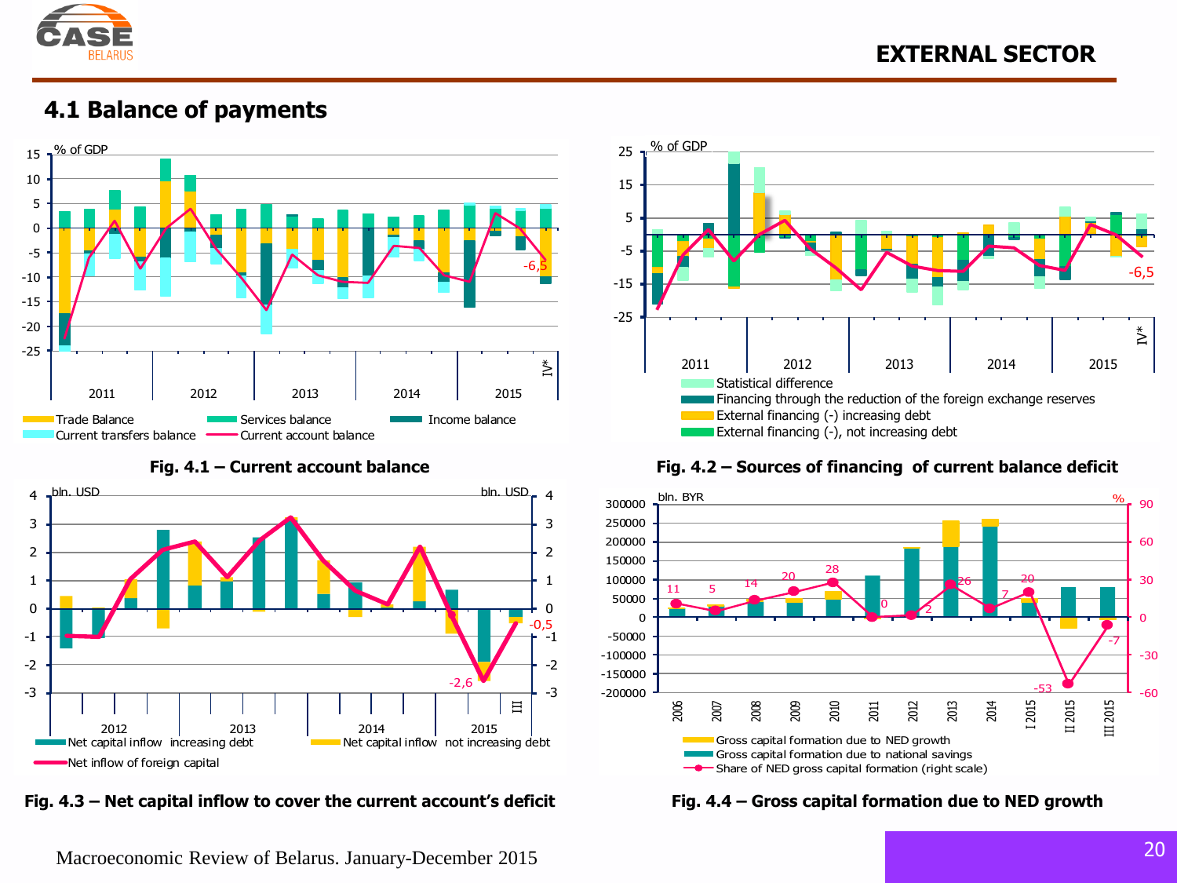## 4.1 Balance of payments

Fig. 4.1 – Current account balance

Fig. 4.2 – Sources of financing of current balance deficit

Fig. 4.3 – Net capital inflow to cover the current account's deficit

Fig. 4.4 – Gross capital formation due to NED growth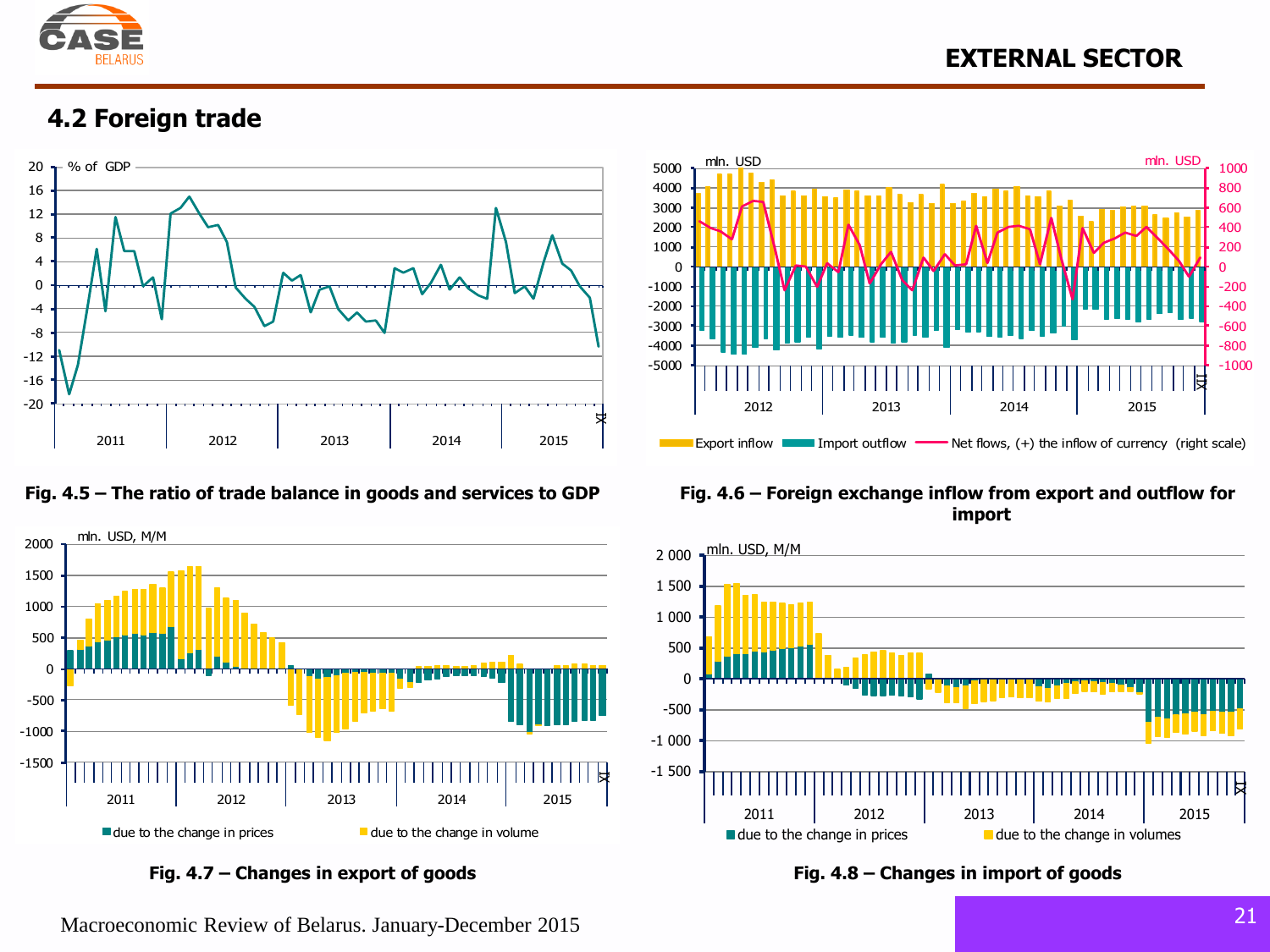## 4.2 Foreign trade

Fig. 4.5 – The ratio of trade balance in goods and services to GDP

Fig. 4.6 – Foreign exchange inflow from export and outflow for import

Fig. 4.7 – Changes in export of goods

Fig. 4.8 – Changes in import of goods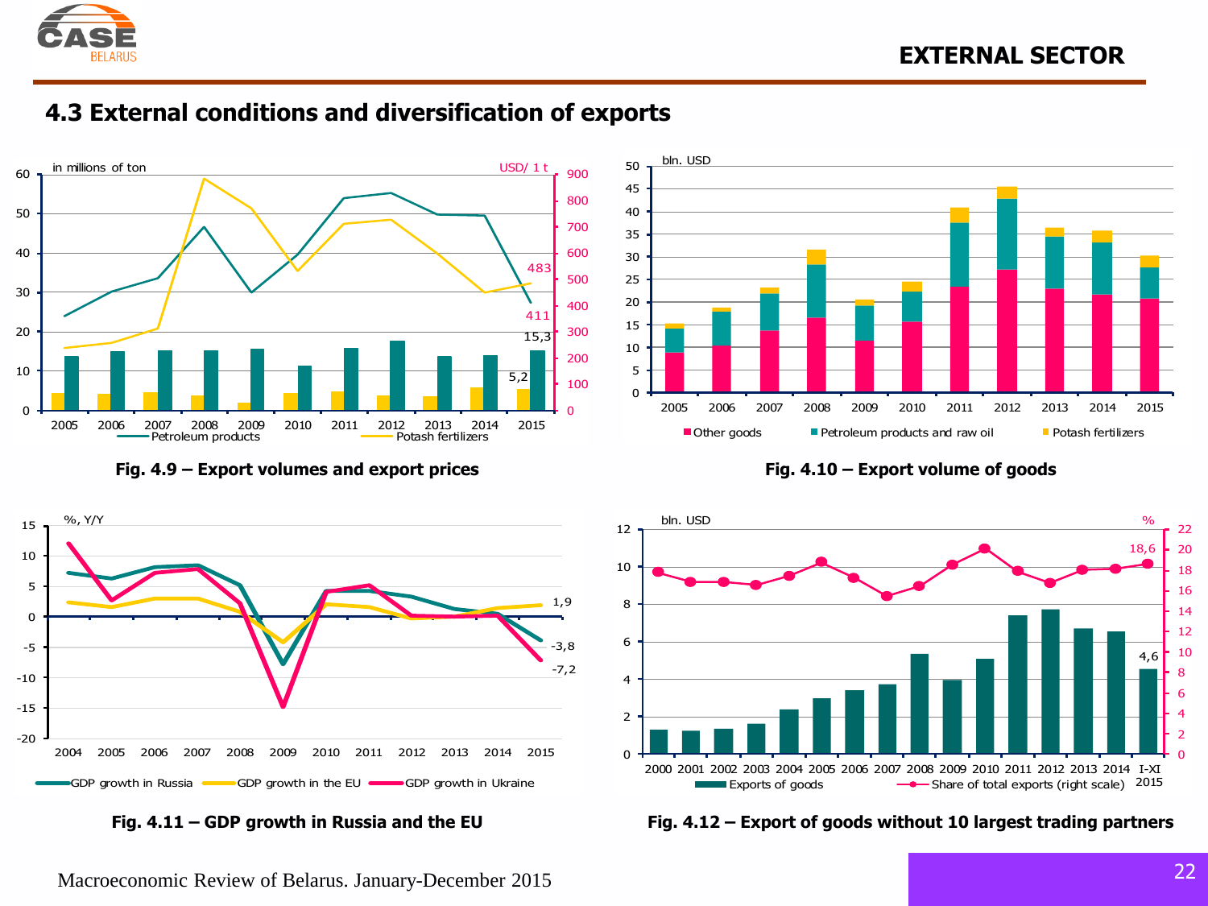## 4.3 External conditions and diversification of exports

**Fig. 4.9 – Export volumes and export prices**

**Fig. 4.10 – Export volume of goods**

**Fig. 4.11 – GDP growth in Russia and the EU**

**Fig. 4.12 – Export of goods without 10 largest trading partners**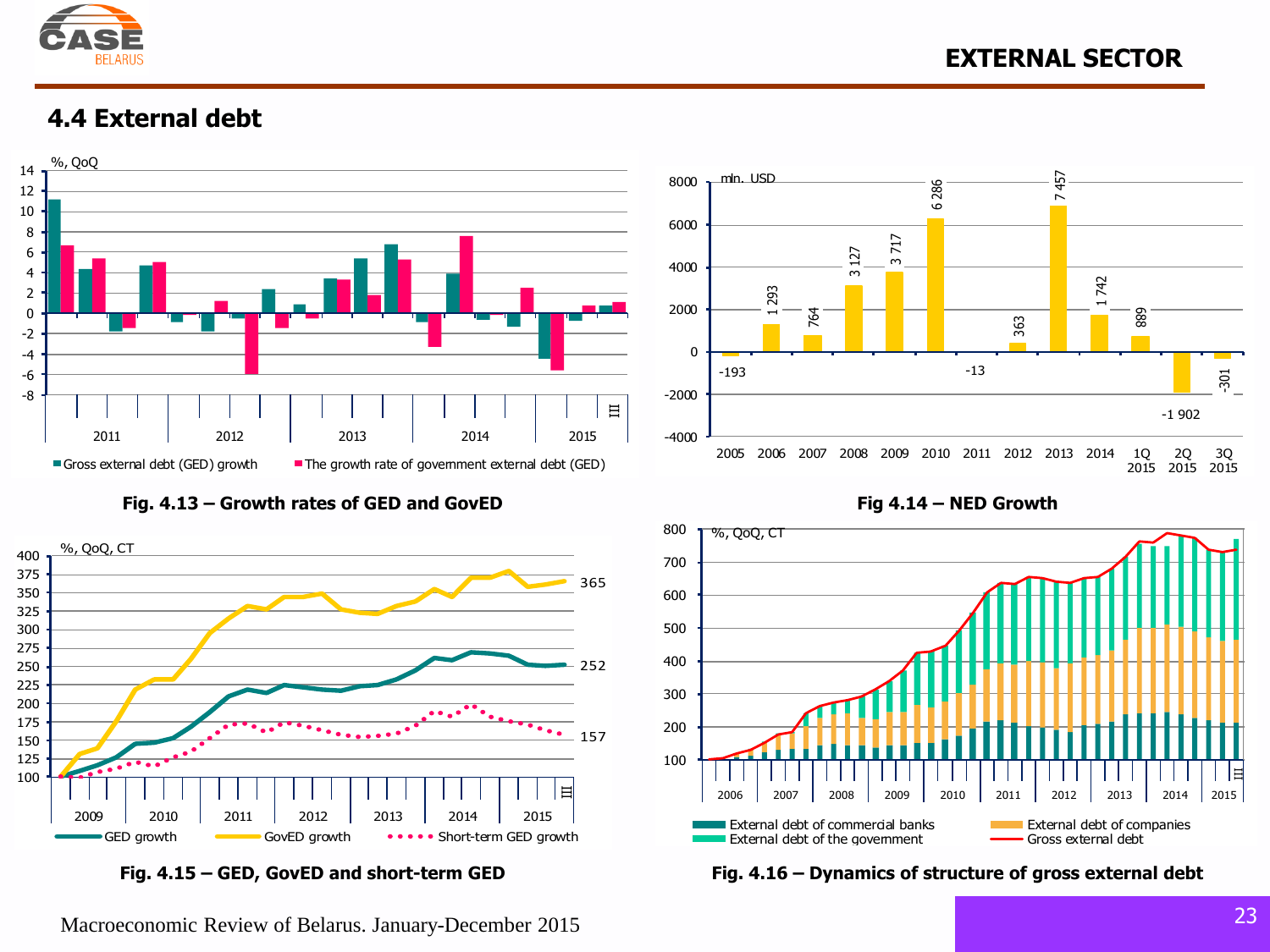## 4.4 External debt

**Fig. 4.13 – Growth rates of GED and GovED**

**Fig 4.14 – NED Growth**

**Fig. 4.15 – GED, GovED and short-term GED**

**Fig. 4.16 – Dynamics of structure of gross external debt**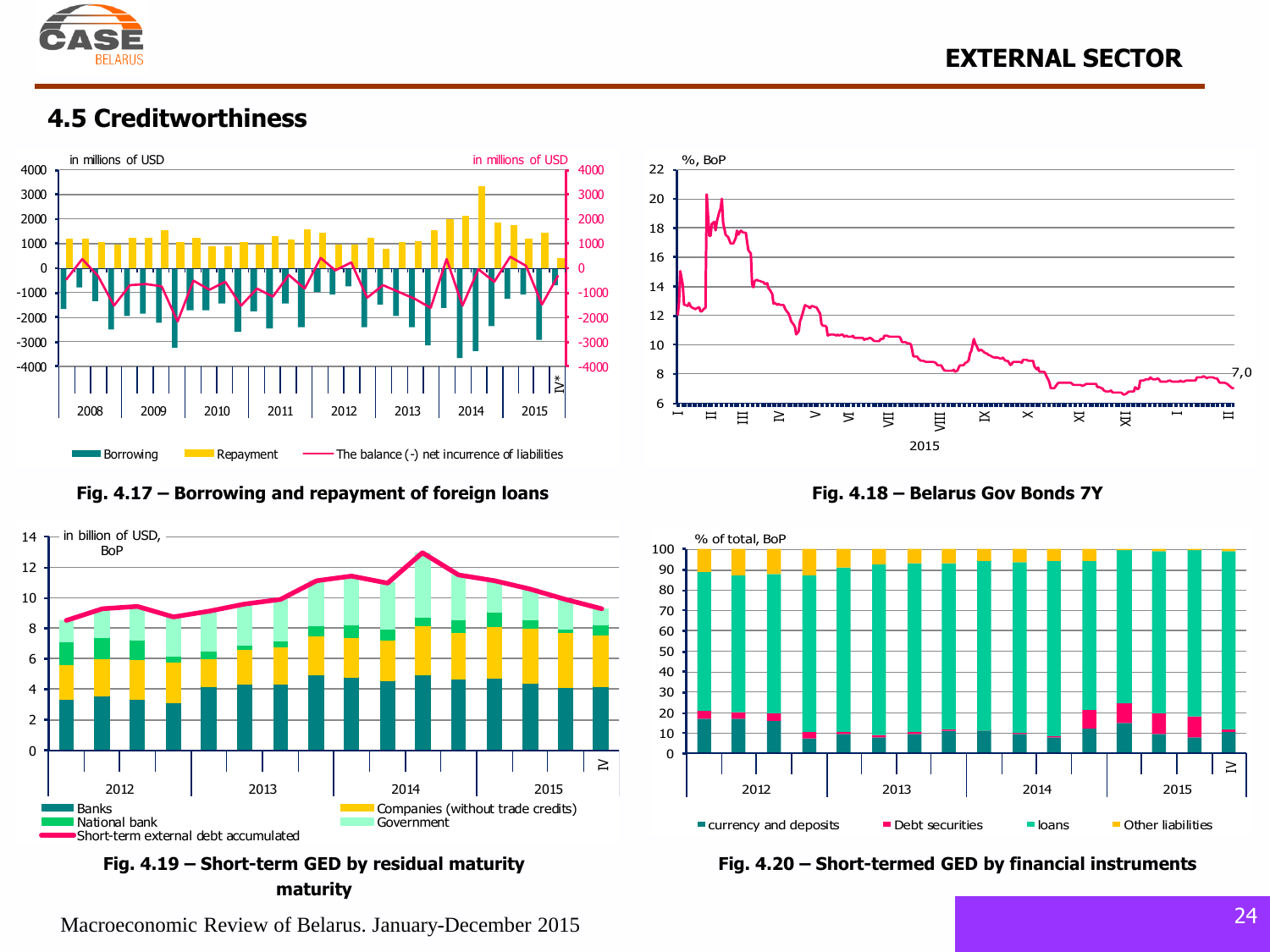## 4.5 Creditworthiness

Fig. 4.17 – Borrowing and repayment of foreign loans

Fig. 4.18 – Belarus Gov Bonds 7Y

Fig. 4.19 – Short-term GED by residual maturity maturity

Fig. 4.20 – Short-termed GED by financial instruments

Macroeconomic Review of Belarus. January-December 2015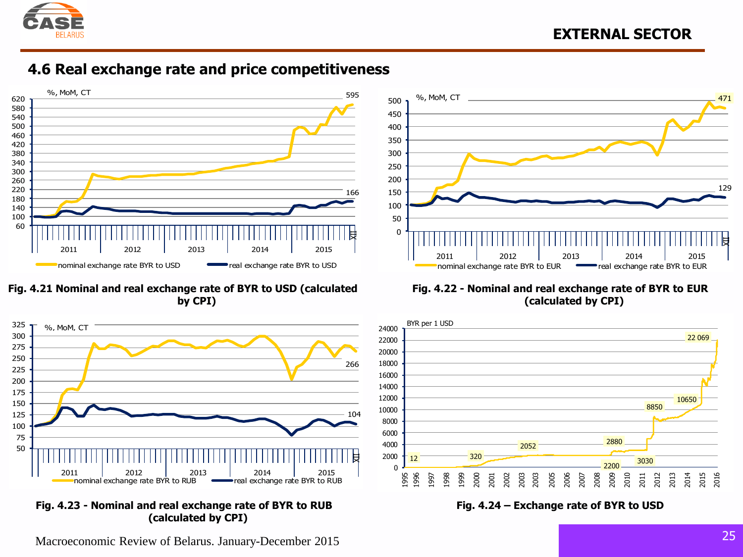## 4.6 Real exchange rate and price competitiveness

Fig. 4.21 Nominal and real exchange rate of BYR to USD (calculated by CPI)

Fig. 4.22 - Nominal and real exchange rate of BYR to EUR (calculated by CPI)

Fig. 4.23 - Nominal and real exchange rate of BYR to RUB (calculated by CPI)

Fig. 4.24 – Exchange rate of BYR to USD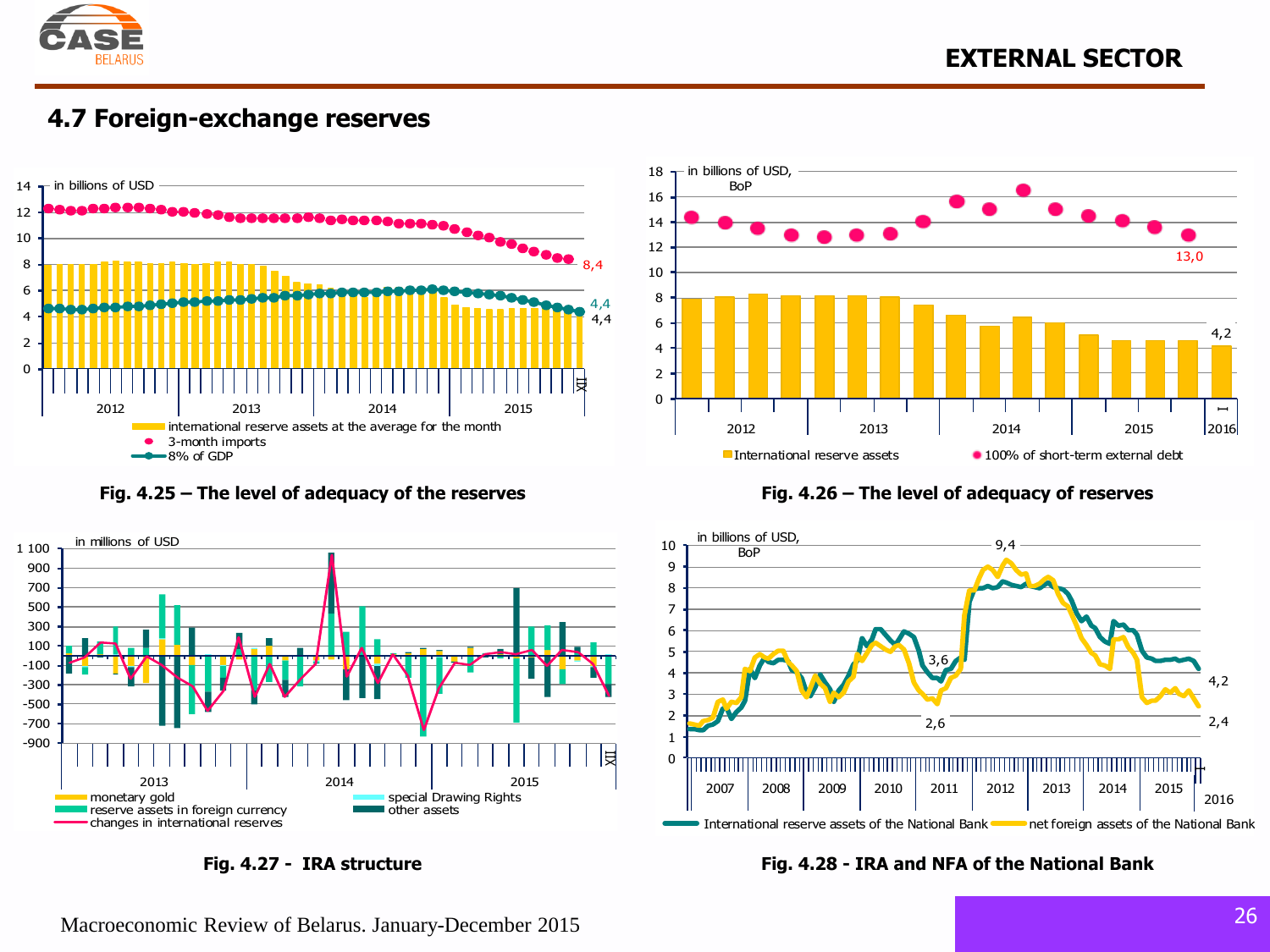## 4.7 Foreign-exchange reserves

**Fig. 4.25 – The level of adequacy of the reserves**

**Fig. 4.26 – The level of adequacy of reserves**

**Fig. 4.27 - IRA structure**

**Fig. 4.28 - IRA and NFA of the National Bank**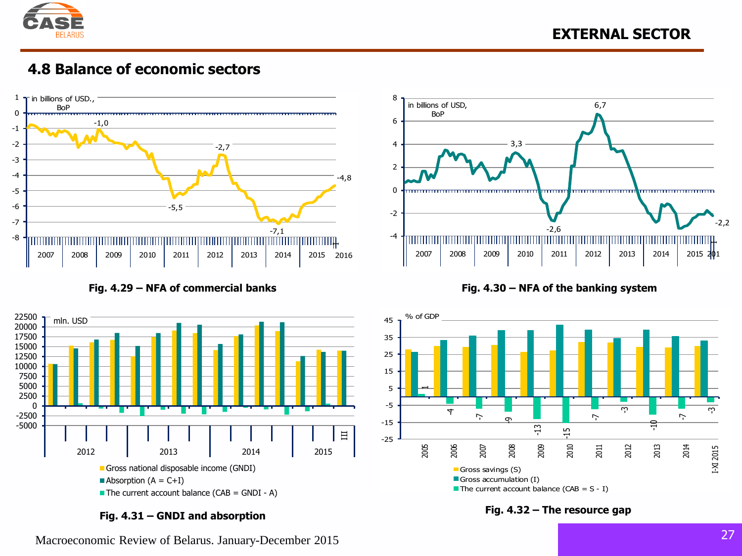# EXTERNAL SECTOR

## 4.8 Balance of economic sectors

Fig. 4.29 – NFA of commercial banks

Fig. 4.30 – NFA of the banking system

Fig. 4.31 – GNDI and absorption

Fig. 4.32 – The resource gap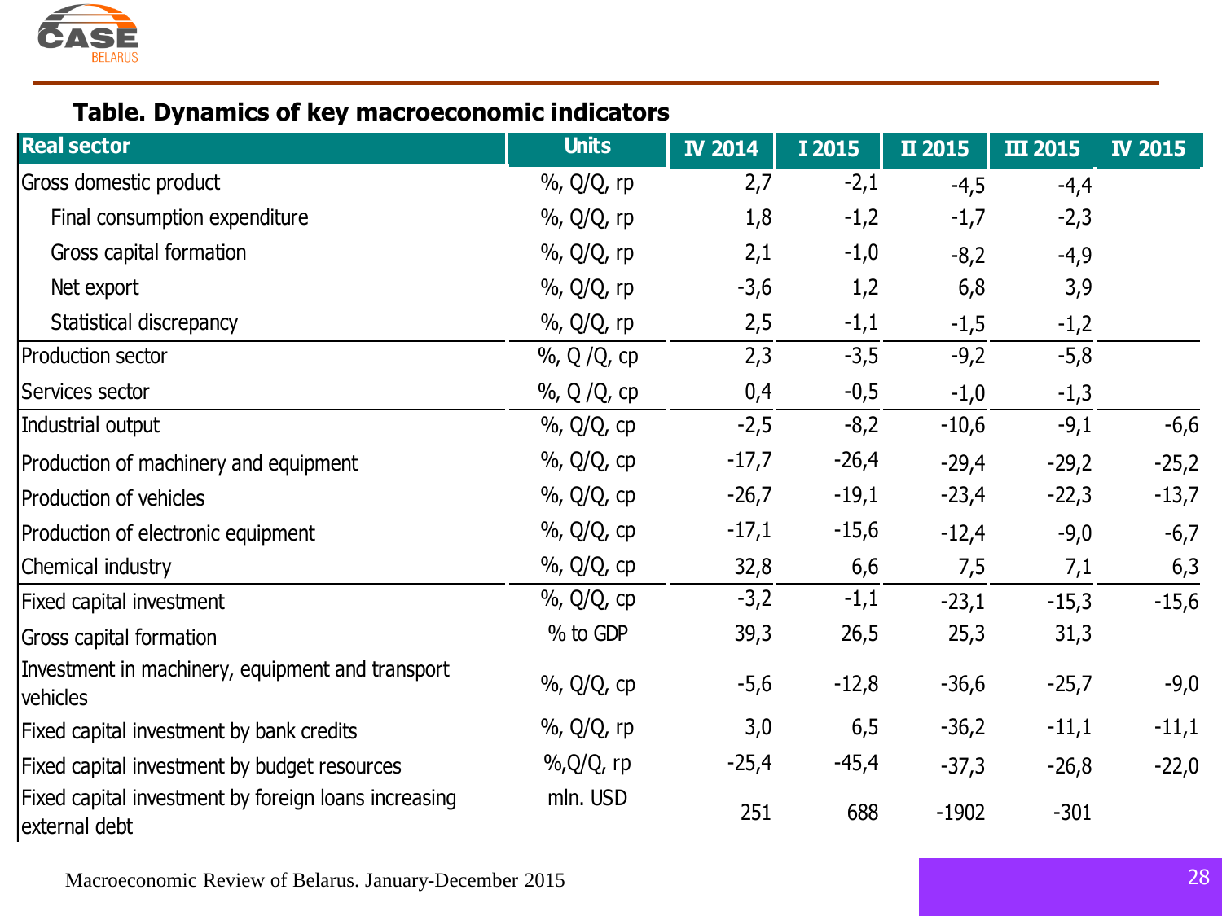**Table. Dynamics of key macroeconomic indicators**

| Real sector | Units | IV 2014 | I 2015 | II 2015 | III 2015 | IV 2015 |
|---|---|---|---|---|---|---|
| Gross domestic product | %, Q/Q, rp | 2,7 | -2,1 | -4,5 | -4,4 | |
| Final consumption expenditure | %, Q/Q, rp | 1,8 | -1,2 | -1,7 | -2,3 | |
| Gross capital formation | %, Q/Q, rp | 2,1 | -1,0 | -8,2 | -4,9 | |
| Net export | %, Q/Q, rp | -3,6 | 1,2 | 6,8 | 3,9 | |
| Statistical discrepancy | %, Q/Q, rp | 2,5 | -1,1 | -1,5 | -1,2 | |
| Production sector | %, Q /Q, cp | 2,3 | -3,5 | -9,2 | -5,8 | |
| Services sector | %, Q /Q, cp | 0,4 | -0,5 | -1,0 | -1,3 | |
| Industrial output | %, Q/Q, cp | -2,5 | -8,2 | -10,6 | -9,1 | -6,6 |
| Production of machinery and equipment | %, Q/Q, cp | -17,7 | -26,4 | -29,4 | -29,2 | -25,2 |
| Production of vehicles | %, Q/Q, cp | -26,7 | -19,1 | -23,4 | -22,3 | -13,7 |
| Production of electronic equipment | %, Q/Q, cp | -17,1 | -15,6 | -12,4 | -9,0 | -6,7 |
| Chemical industry | %, Q/Q, cp | 32,8 | 6,6 | 7,5 | 7,1 | 6,3 |
| Fixed capital investment | %, Q/Q, cp | -3,2 | -1,1 | -23,1 | -15,3 | -15,6 |
| Gross capital formation | % to GDP | 39,3 | 26,5 | 25,3 | 31,3 | |
| Investment in machinery, equipment and transport vehicles | %, Q/Q, cp | -5,6 | -12,8 | -36,6 | -25,7 | -9,0 |
| Fixed capital investment by bank credits | %, Q/Q, rp | 3,0 | 6,5 | -36,2 | -11,1 | -11,1 |
| Fixed capital investment by budget resources | %,Q/Q, rp | -25,4 | -45,4 | -37,3 | -26,8 | -22,0 |
| Fixed capital investment by foreign loans increasing external debt | mln. USD | 251 | 688 | -1902 | -301 | |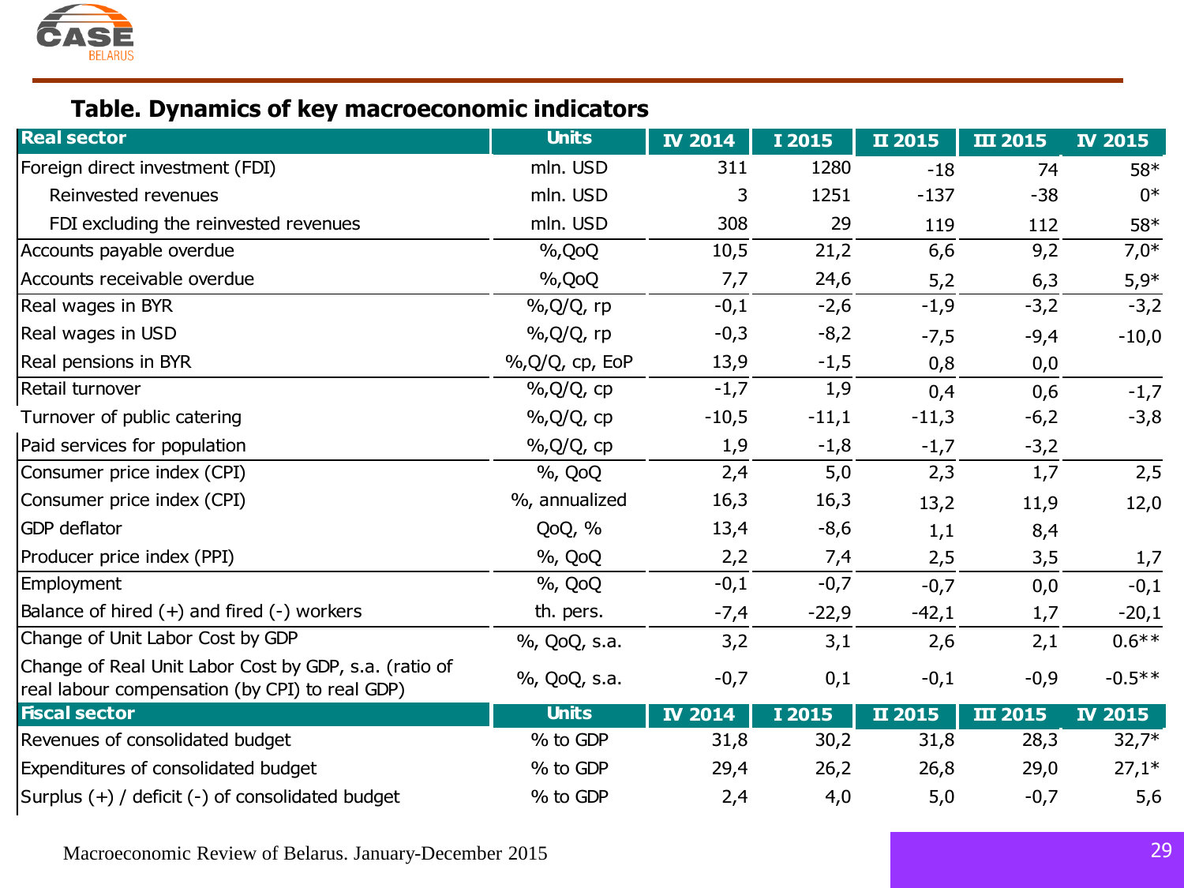## Table. Dynamics of key macroeconomic indicators

| Real sector | Units | IV 2014 | I 2015 | II 2015 | III 2015 | IV 2015 |
|---|---|---|---|---|---|---|
| Foreign direct investment (FDI) | mln. USD | 311 | 1280 | -18 | 74 | 58* |
| Reinvested revenues | mln. USD | 3 | 1251 | -137 | -38 | 0* |
| FDI excluding the reinvested revenues | mln. USD | 308 | 29 | 119 | 112 | 58* |
| Accounts payable overdue | %,QoQ | 10,5 | 21,2 | 6,6 | 9,2 | 7,0* |
| Accounts receivable overdue | %,QoQ | 7,7 | 24,6 | 5,2 | 6,3 | 5,9* |
| Real wages in BYR | %,Q/Q, rp | -0,1 | -2,6 | -1,9 | -3,2 | -3,2 |
| Real wages in USD | %,Q/Q, rp | -0,3 | -8,2 | -7,5 | -9,4 | -10,0 |
| Real pensions in BYR | %,Q/Q, cp, EoP | 13,9 | -1,5 | 0,8 | 0,0 | |
| Retail turnover | %,Q/Q, cp | -1,7 | 1,9 | 0,4 | 0,6 | -1,7 |
| Turnover of public catering | %,Q/Q, cp | -10,5 | -11,1 | -11,3 | -6,2 | -3,8 |
| Paid services for population | %,Q/Q, cp | 1,9 | -1,8 | -1,7 | -3,2 | |
| Consumer price index (CPI) | %, QoQ | 2,4 | 5,0 | 2,3 | 1,7 | 2,5 |
| Consumer price index (CPI) | %, annualized | 16,3 | 16,3 | 13,2 | 11,9 | 12,0 |
| GDP deflator | QoQ, % | 13,4 | -8,6 | 1,1 | 8,4 | |
| Producer price index (PPI) | %, QoQ | 2,2 | 7,4 | 2,5 | 3,5 | 1,7 |
| Employment | %, QoQ | -0,1 | -0,7 | -0,7 | 0,0 | -0,1 |
| Balance of hired (+) and fired (-) workers | th. pers. | -7,4 | -22,9 | -42,1 | 1,7 | -20,1 |
| Change of Unit Labor Cost by GDP | %, QoQ, s.a. | 3,2 | 3,1 | 2,6 | 2,1 | 0.6** |
| Change of Real Unit Labor Cost by GDP, s.a. (ratio of real labour compensation (by CPI) to real GDP) | %, QoQ, s.a. | -0,7 | 0,1 | -0,1 | -0,9 | -0.5** |
| **Fiscal sector** | **Units** | **IV 2014** | **I 2015** | **II 2015** | **III 2015** | **IV 2015** |
| Revenues of consolidated budget | % to GDP | 31,8 | 30,2 | 31,8 | 28,3 | 32,7* |
| Expenditures of consolidated budget | % to GDP | 29,4 | 26,2 | 26,8 | 29,0 | 27,1* |
| Surplus (+) / deficit (-) of consolidated budget | % to GDP | 2,4 | 4,0 | 5,0 | -0,7 | 5,6 |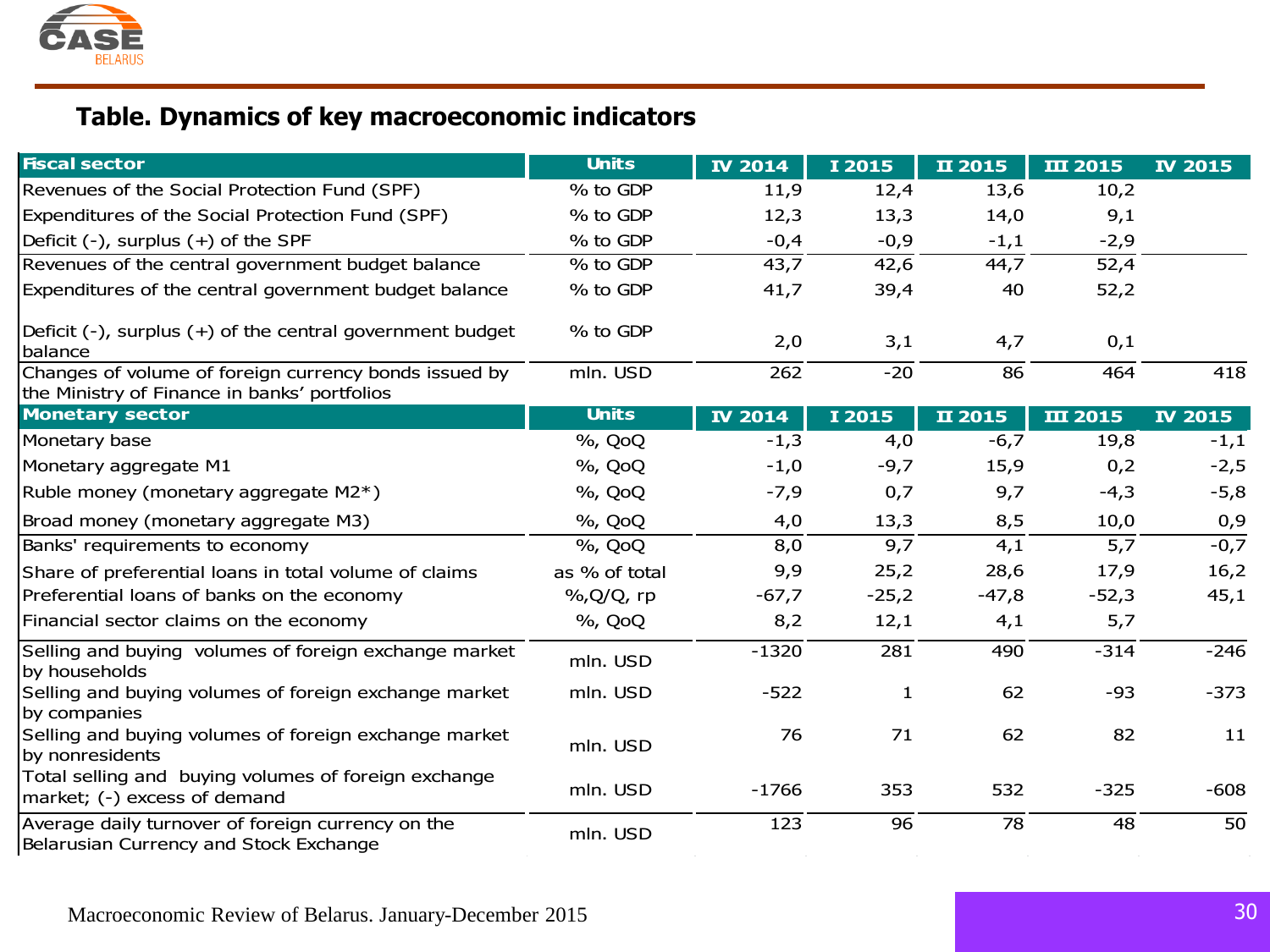## Table. Dynamics of key macroeconomic indicators

| Fiscal sector | Units | IV 2014 | I 2015 | II 2015 | III 2015 | IV 2015 |
|---|---|---|---|---|---|---|
| Revenues of the Social Protection Fund (SPF) | % to GDP | 11,9 | 12,4 | 13,6 | 10,2 | |
| Expenditures of the Social Protection Fund (SPF) | % to GDP | 12,3 | 13,3 | 14,0 | 9,1 | |
| Deficit (-), surplus (+) of the SPF | % to GDP | -0,4 | -0,9 | -1,1 | -2,9 | |
| Revenues of the central government budget balance | % to GDP | 43,7 | 42,6 | 44,7 | 52,4 | |
| Expenditures of the central government budget balance | % to GDP | 41,7 | 39,4 | 40 | 52,2 | |
| Deficit (-), surplus (+) of the central government budget balance | % to GDP | 2,0 | 3,1 | 4,7 | 0,1 | |
| Changes of volume of foreign currency bonds issued by the Ministry of Finance in banks' portfolios | mln. USD | 262 | -20 | 86 | 464 | 418 |
| **Monetary sector** | **Units** | **IV 2014** | **I 2015** | **II 2015** | **III 2015** | **IV 2015** |
| Monetary base | %, QoQ | -1,3 | 4,0 | -6,7 | 19,8 | -1,1 |
| Monetary aggregate M1 | %, QoQ | -1,0 | -9,7 | 15,9 | 0,2 | -2,5 |
| Ruble money (monetary aggregate M2*) | %, QoQ | -7,9 | 0,7 | 9,7 | -4,3 | -5,8 |
| Broad money (monetary aggregate M3) | %, QoQ | 4,0 | 13,3 | 8,5 | 10,0 | 0,9 |
| Banks' requirements to economy | %, QoQ | 8,0 | 9,7 | 4,1 | 5,7 | -0,7 |
| Share of preferential loans in total volume of claims | as % of total | 9,9 | 25,2 | 28,6 | 17,9 | 16,2 |
| Preferential loans of banks on the economy | %,Q/Q, rp | -67,7 | -25,2 | -47,8 | -52,3 | 45,1 |
| Financial sector claims on the economy | %, QoQ | 8,2 | 12,1 | 4,1 | 5,7 | |
| Selling and buying volumes of foreign exchange market by households | mln. USD | -1320 | 281 | 490 | -314 | -246 |
| Selling and buying volumes of foreign exchange market by companies | mln. USD | -522 | 1 | 62 | -93 | -373 |
| Selling and buying volumes of foreign exchange market by nonresidents | mln. USD | 76 | 71 | 62 | 82 | 11 |
| Total selling and buying volumes of foreign exchange market; (-) excess of demand | mln. USD | -1766 | 353 | 532 | -325 | -608 |
| Average daily turnover of foreign currency on the Belarusian Currency and Stock Exchange | mln. USD | 123 | 96 | 78 | 48 | 50 |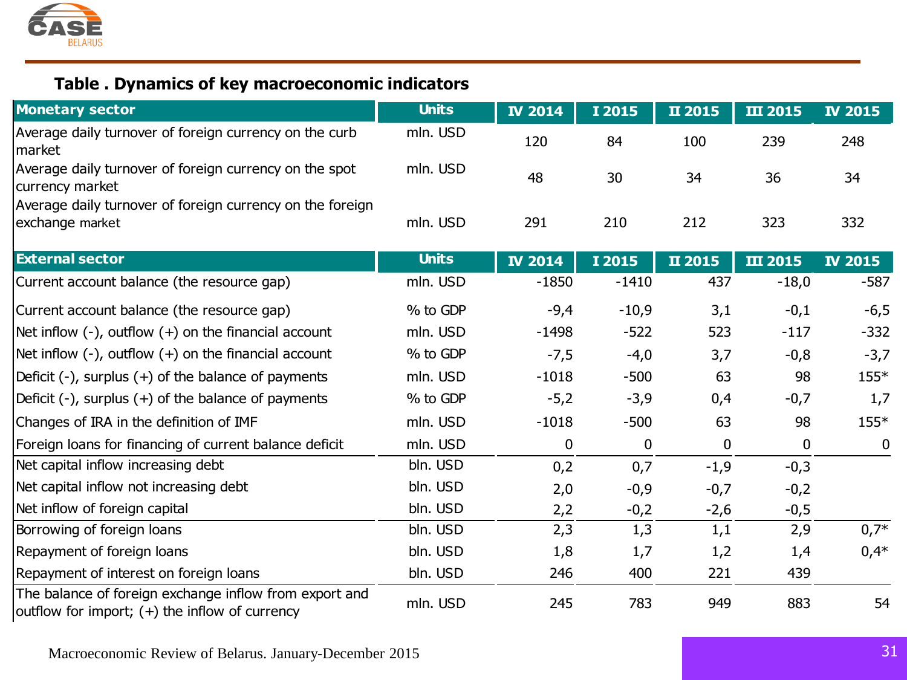### Table . Dynamics of key macroeconomic indicators

| Monetary sector | Units | IV 2014 | I 2015 | II 2015 | III 2015 | IV 2015 |
|---|---|---|---|---|---|---|
| Average daily turnover of foreign currency on the curb market | mln. USD | 120 | 84 | 100 | 239 | 248 |
| Average daily turnover of foreign currency on the spot currency market | mln. USD | 48 | 30 | 34 | 36 | 34 |
| Average daily turnover of foreign currency on the foreign exchange market | mln. USD | 291 | 210 | 212 | 323 | 332 |
| **External sector** | **Units** | **IV 2014** | **I 2015** | **II 2015** | **III 2015** | **IV 2015** |
| Current account balance (the resource gap) | mln. USD | -1850 | -1410 | 437 | -18,0 | -587 |
| Current account balance (the resource gap) | % to GDP | -9,4 | -10,9 | 3,1 | -0,1 | -6,5 |
| Net inflow (-), outflow (+) on the financial account | mln. USD | -1498 | -522 | 523 | -117 | -332 |
| Net inflow (-), outflow (+) on the financial account | % to GDP | -7,5 | -4,0 | 3,7 | -0,8 | -3,7 |
| Deficit (-), surplus (+) of the balance of payments | mln. USD | -1018 | -500 | 63 | 98 | 155* |
| Deficit (-), surplus (+) of the balance of payments | % to GDP | -5,2 | -3,9 | 0,4 | -0,7 | 1,7 |
| Changes of IRA in the definition of IMF | mln. USD | -1018 | -500 | 63 | 98 | 155* |
| Foreign loans for financing of current balance deficit | mln. USD | 0 | 0 | 0 | 0 | 0 |
| Net capital inflow increasing debt | bln. USD | 0,2 | 0,7 | -1,9 | -0,3 | |
| Net capital inflow not increasing debt | bln. USD | 2,0 | -0,9 | -0,7 | -0,2 | |
| Net inflow of foreign capital | bln. USD | 2,2 | -0,2 | -2,6 | -0,5 | |
| Borrowing of foreign loans | bln. USD | 2,3 | 1,3 | 1,1 | 2,9 | 0,7* |
| Repayment of foreign loans | bln. USD | 1,8 | 1,7 | 1,2 | 1,4 | 0,4* |
| Repayment of interest on foreign loans | bln. USD | 246 | 400 | 221 | 439 | |
| The balance of foreign exchange inflow from export and outflow for import; (+) the inflow of currency | mln. USD | 245 | 783 | 949 | 883 | 54 |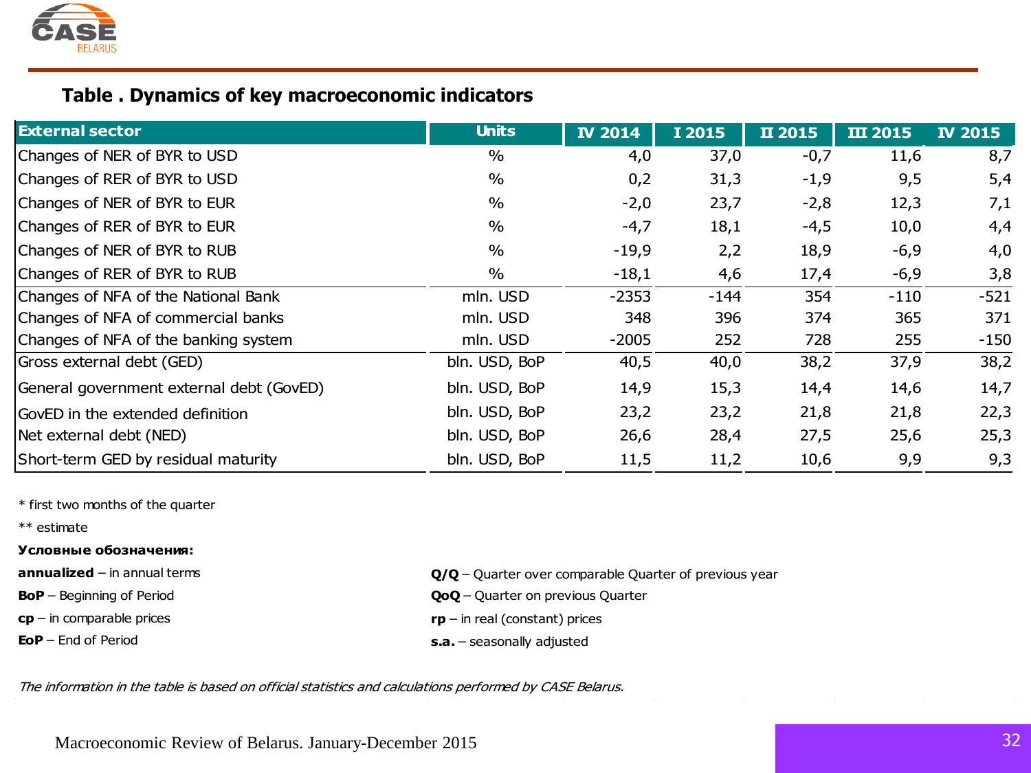## Table . Dynamics of key macroeconomic indicators

| External sector | Units | IV 2014 | I 2015 | II 2015 | III 2015 | IV 2015 |
|---|---|---|---|---|---|---|
| Changes of NER of BYR to USD | % | 4,0 | 37,0 | -0,7 | 11,6 | 8,7 |
| Changes of RER of BYR to USD | % | 0,2 | 31,3 | -1,9 | 9,5 | 5,4 |
| Changes of NER of BYR to EUR | % | -2,0 | 23,7 | -2,8 | 12,3 | 7,1 |
| Changes of RER of BYR to EUR | % | -4,7 | 18,1 | -4,5 | 10,0 | 4,4 |
| Changes of NER of BYR to RUB | % | -19,9 | 2,2 | 18,9 | -6,9 | 4,0 |
| Changes of RER of BYR to RUB | % | -18,1 | 4,6 | 17,4 | -6,9 | 3,8 |
| Changes of NFA of the National Bank | mln. USD | -2353 | -144 | 354 | -110 | -521 |
| Changes of NFA of commercial banks | mln. USD | 348 | 396 | 374 | 365 | 371 |
| Changes of NFA of the banking system | mln. USD | -2005 | 252 | 728 | 255 | -150 |
| Gross external debt (GED) | bln. USD, BoP | 40,5 | 40,0 | 38,2 | 37,9 | 38,2 |
| General government external debt (GovED) | bln. USD, BoP | 14,9 | 15,3 | 14,4 | 14,6 | 14,7 |
| GovED in the extended definition | bln. USD, BoP | 23,2 | 23,2 | 21,8 | 21,8 | 22,3 |
| Net external debt (NED) | bln. USD, BoP | 26,6 | 28,4 | 27,5 | 25,6 | 25,3 |
| Short-term GED by residual maturity | bln. USD, BoP | 11,5 | 11,2 | 10,6 | 9,9 | 9,3 |

\* first two months of the quarter

\*\* estimate

**Условные обозначения:**

**annualized** – in annual terms

**BoP** – Beginning of Period

**cp** – in comparable prices

**EoP** – End of Period

**Q/Q** – Quarter over comparable Quarter of previous year

**QoQ** – Quarter on previous Quarter

**rp** – in real (constant) prices

**s.a.** – seasonally adjusted

*The information in the table is based on official statistics and calculations performed by CASE Belarus.*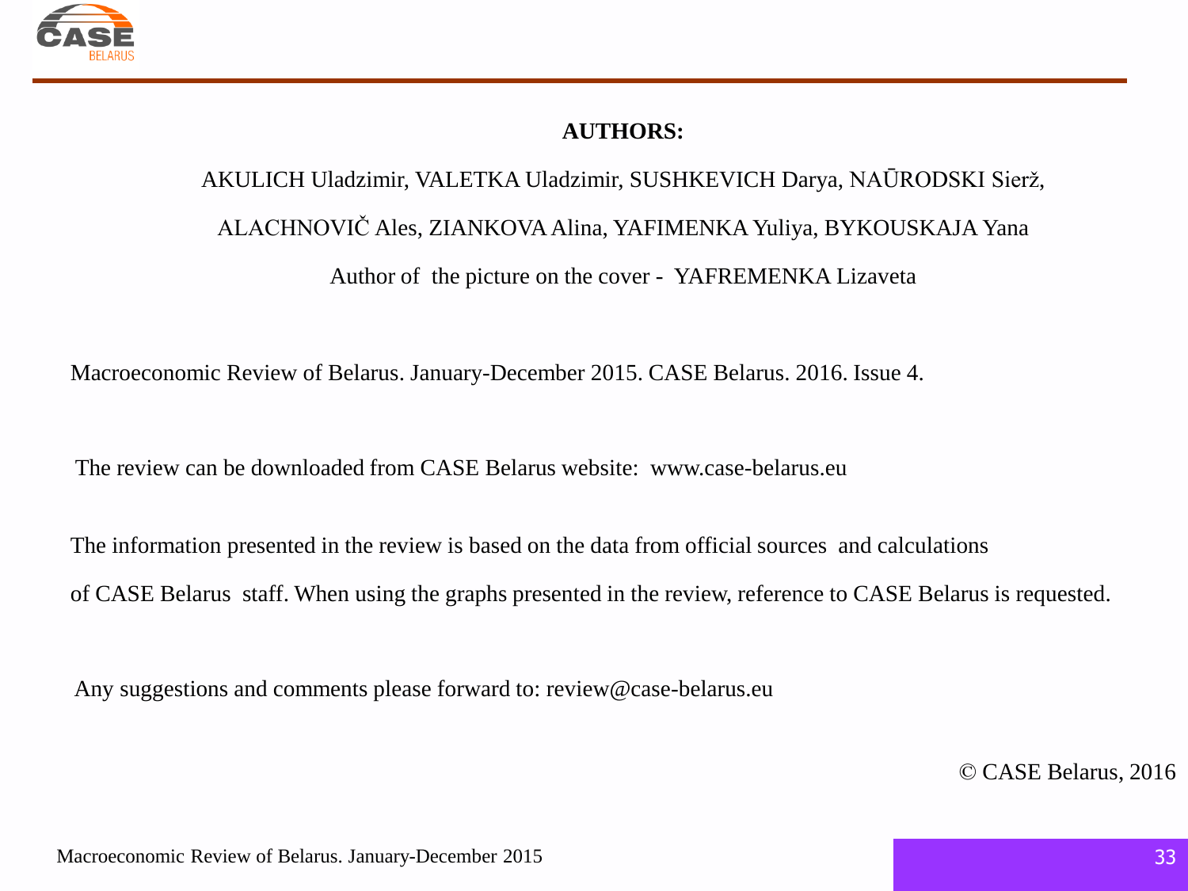**AUTHORS:**

AKULICH Uladzimir, VALETKA Uladzimir, SUSHKEVICH Darya, NAŪRODSKI Sierž,

ALACHNOVIČ Ales, ZIANKOVA Alina, YAFIMENKA Yuliya, BYKOUSKAJA Yana

Author of the picture on the cover - YAFREMENKA Lizaveta

Macroeconomic Review of Belarus. January-December 2015. CASE Belarus. 2016. Issue 4.

The review can be downloaded from CASE Belarus website: www.case-belarus.eu

The information presented in the review is based on the data from official sources and calculations of CASE Belarus staff. When using the graphs presented in the review, reference to CASE Belarus is requested.

Any suggestions and comments please forward to: review@case-belarus.eu

© CASE Belarus, 2016